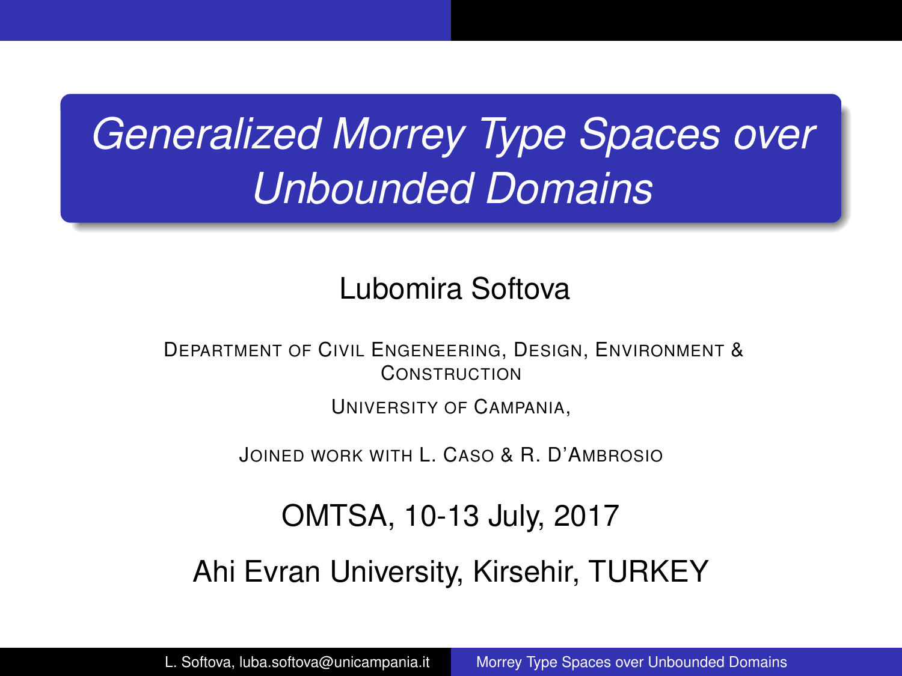# *Generalized Morrey Type Spaces over Unbounded Domains*

Lubomira Softova

Department of Civil Engeneering, Design, Environment & Construction

University of Campania,

Joined work with L. Caso & R. D'Ambrosio

OMTSA, 10-13 July, 2017

Ahi Evran University, Kirsehir, TURKEY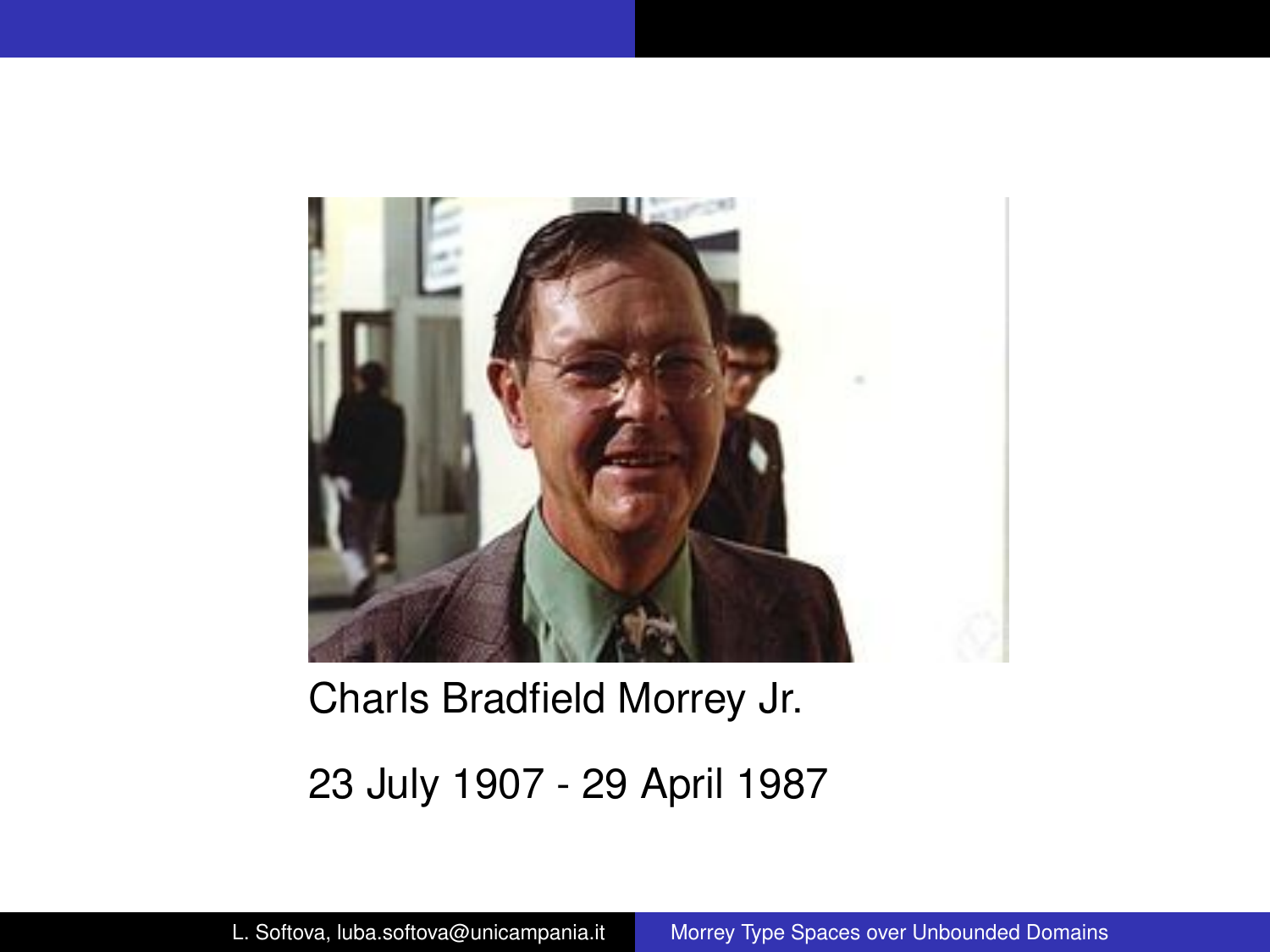Charls Bradfield Morrey Jr.

23 July 1907 - 29 April 1987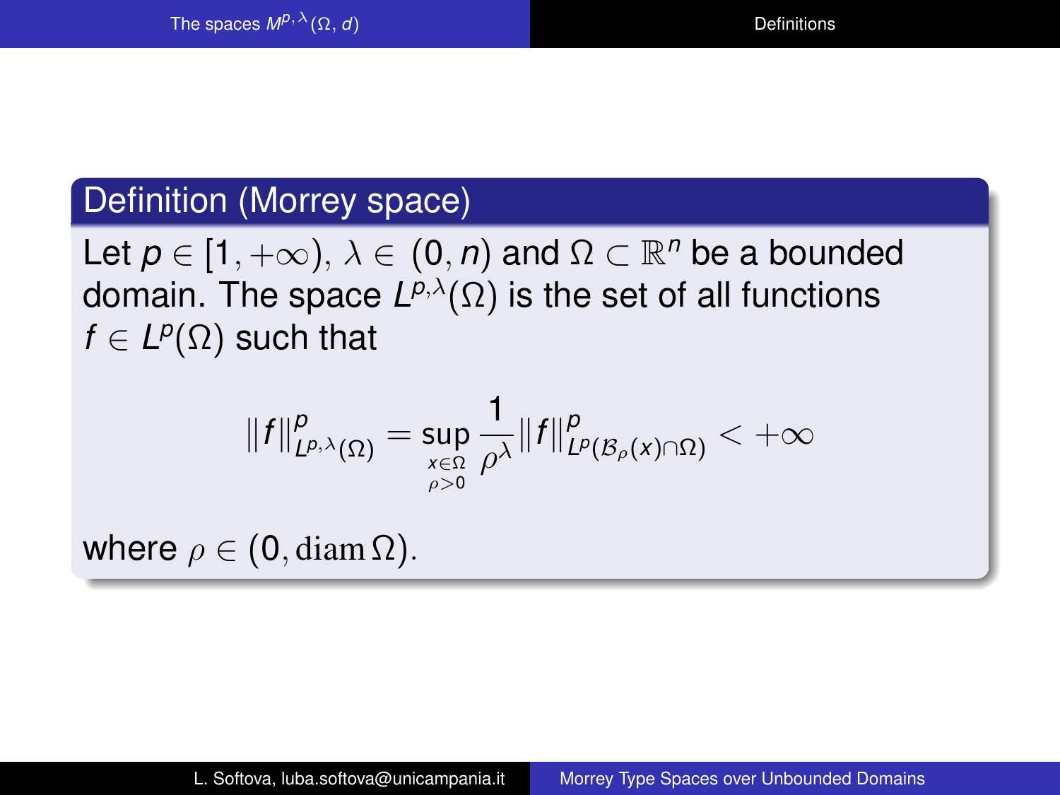### Definition (Morrey space)

Let $p \in [1, +\infty)$, $\lambda \in (0, n)$ and $\Omega \subset \mathbb{R}^n$ be a bounded domain. The space $L^{p,\lambda}(\Omega)$ is the set of all functions $f \in L^p(\Omega)$ such that

$$\|f\|^p_{L^{p,\lambda}(\Omega)} = \sup_{\substack{x\in\Omega \\ \rho>0}} \frac{1}{\rho^\lambda} \|f\|^p_{L^p(\mathcal{B}_\rho(x)\cap\Omega)} < +\infty$$

where $\rho \in (0, \operatorname{diam}\Omega)$.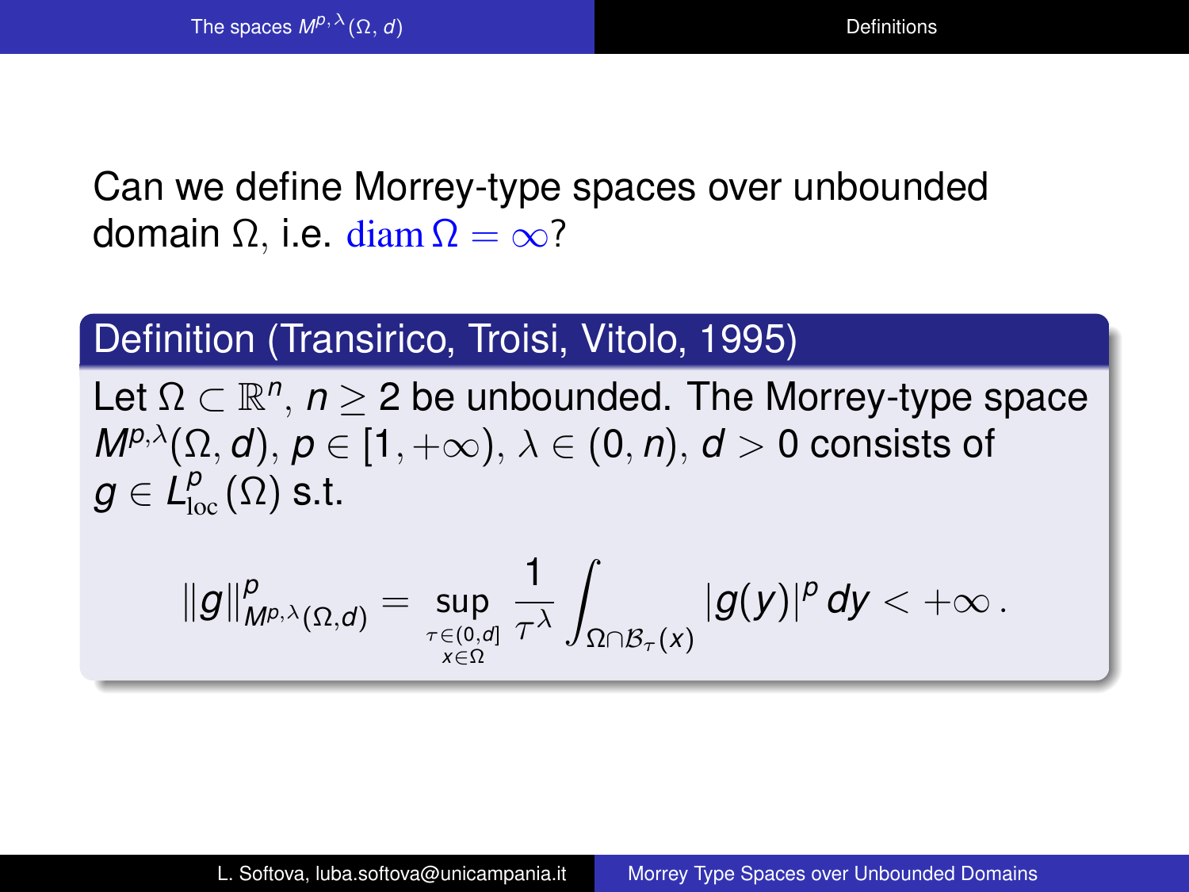Can we define Morrey-type spaces over unbounded domain $\Omega$, i.e. $\operatorname{diam}\Omega = \infty$?

**Definition (Transirico, Troisi, Vitolo, 1995)**

Let $\Omega \subset \mathbb{R}^n$, $n \geq 2$ be unbounded. The Morrey-type space $M^{p,\lambda}(\Omega, d)$, $p \in [1, +\infty)$, $\lambda \in (0, n)$, $d > 0$ consists of $g \in L^p_{\text{loc}}(\Omega)$ s.t.

$$\|g\|^p_{M^{p,\lambda}(\Omega,d)} = \sup_{\substack{\tau \in (0,d] \\ x \in \Omega}} \frac{1}{\tau^\lambda} \int_{\Omega \cap \mathcal{B}_\tau(x)} |g(y)|^p \, dy < +\infty \,.$$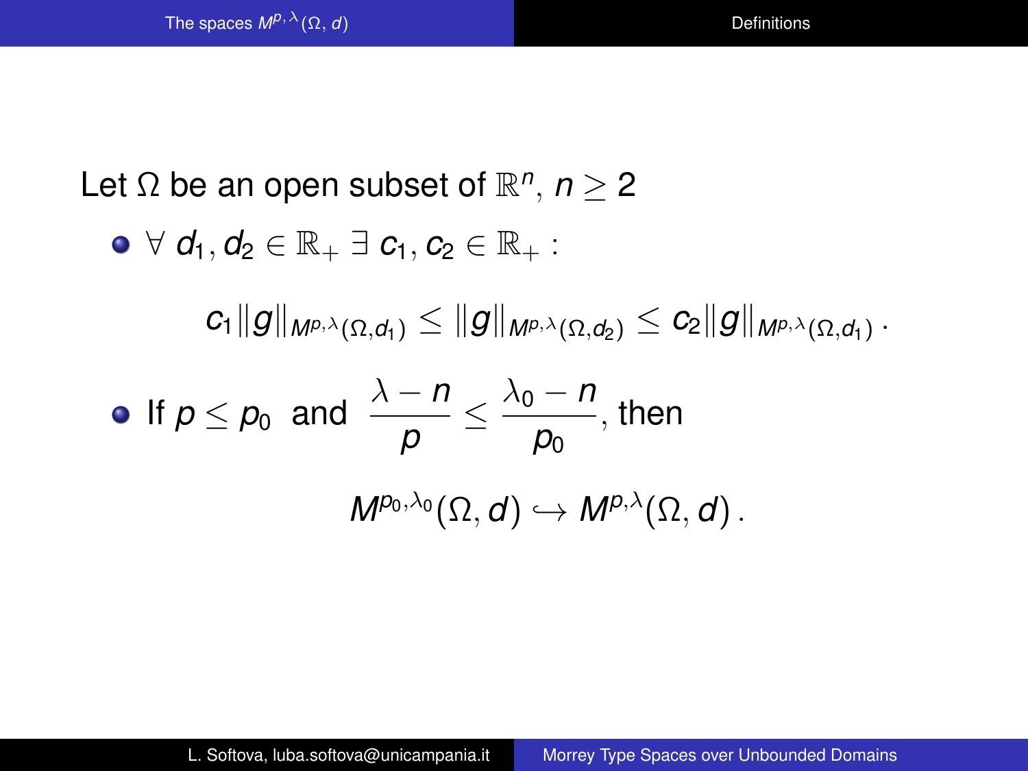Let $\Omega$ be an open subset of $\mathbb{R}^n$, $n \geq 2$

- $\forall\ d_1, d_2 \in \mathbb{R}_+ \ \exists\ c_1, c_2 \in \mathbb{R}_+$ :

$$c_1 \|g\|_{M^{p,\lambda}(\Omega,d_1)} \leq \|g\|_{M^{p,\lambda}(\Omega,d_2)} \leq c_2 \|g\|_{M^{p,\lambda}(\Omega,d_1)} .$$

- If $p \leq p_0$ and $\dfrac{\lambda - n}{p} \leq \dfrac{\lambda_0 - n}{p_0}$, then

$$M^{p_0,\lambda_0}(\Omega, d) \hookrightarrow M^{p,\lambda}(\Omega, d) .$$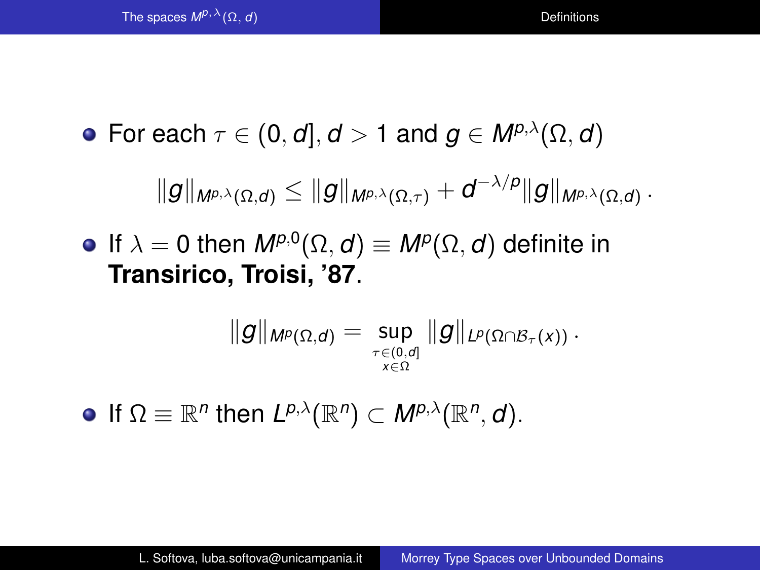- For each $\tau \in (0, d]$, $d > 1$ and $g \in M^{p,\lambda}(\Omega, d)$

$$\|g\|_{M^{p,\lambda}(\Omega,d)} \leq \|g\|_{M^{p,\lambda}(\Omega,\tau)} + d^{-\lambda/p} \|g\|_{M^{p,\lambda}(\Omega,d)} \,.$$

- If $\lambda = 0$ then $M^{p,0}(\Omega, d) \equiv M^{p}(\Omega, d)$ definite in **Transirico, Troisi, '87**.

$$\|g\|_{M^{p}(\Omega,d)} = \sup_{\substack{\tau \in (0,d] \\ x \in \Omega}} \|g\|_{L^{p}(\Omega \cap \mathcal{B}_{\tau}(x))} \,.$$

- If $\Omega \equiv \mathbb{R}^n$ then $L^{p,\lambda}(\mathbb{R}^n) \subset M^{p,\lambda}(\mathbb{R}^n, d)$.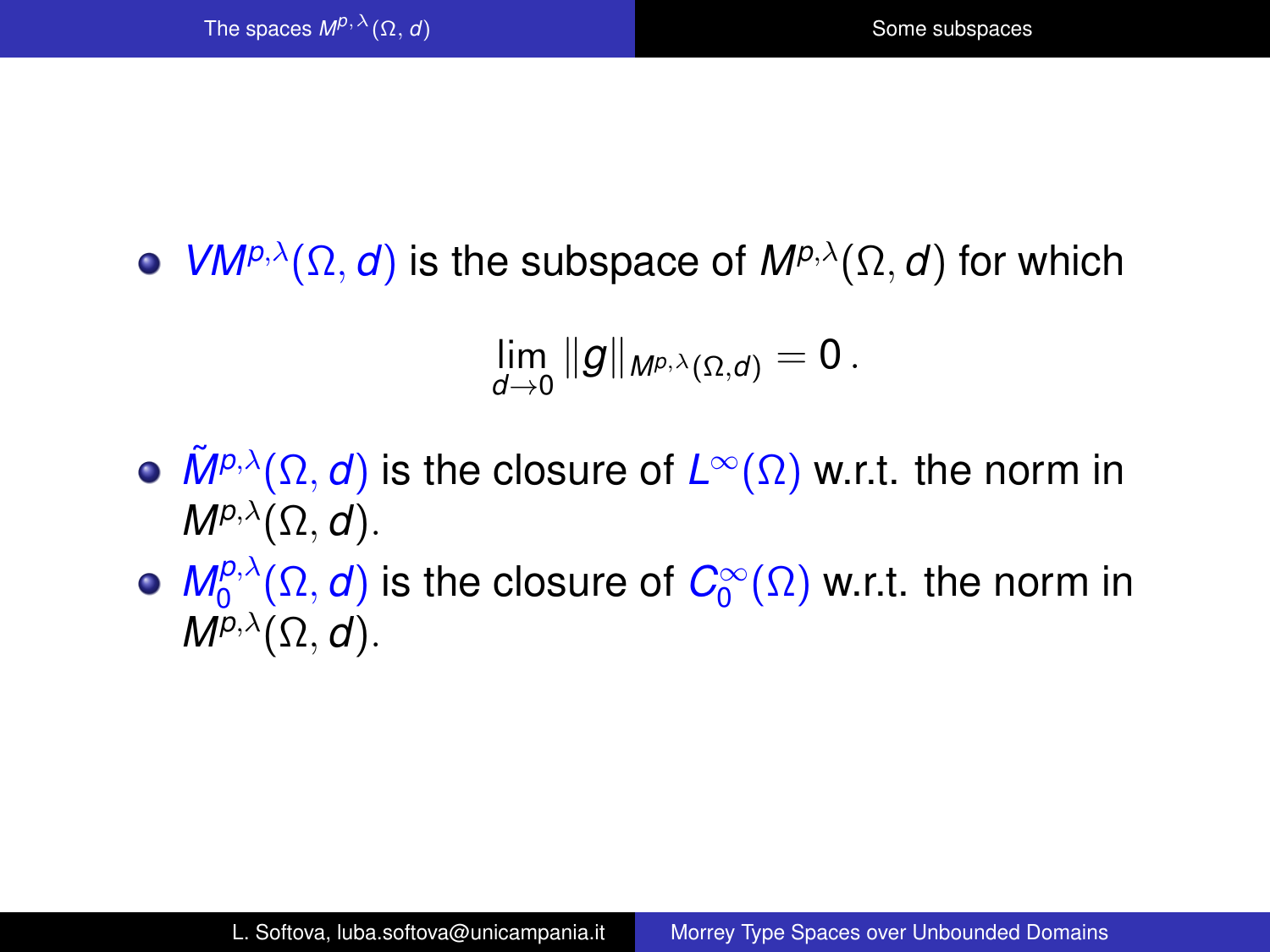- $VM^{p,\lambda}(\Omega, d)$ is the subspace of $M^{p,\lambda}(\Omega, d)$ for which

$$\lim_{d \to 0} \|g\|_{M^{p,\lambda}(\Omega,d)} = 0 \,.$$

- $\tilde{M}^{p,\lambda}(\Omega, d)$ is the closure of $L^\infty(\Omega)$ w.r.t. the norm in $M^{p,\lambda}(\Omega, d)$.
- $M_0^{p,\lambda}(\Omega, d)$ is the closure of $C_0^\infty(\Omega)$ w.r.t. the norm in $M^{p,\lambda}(\Omega, d)$.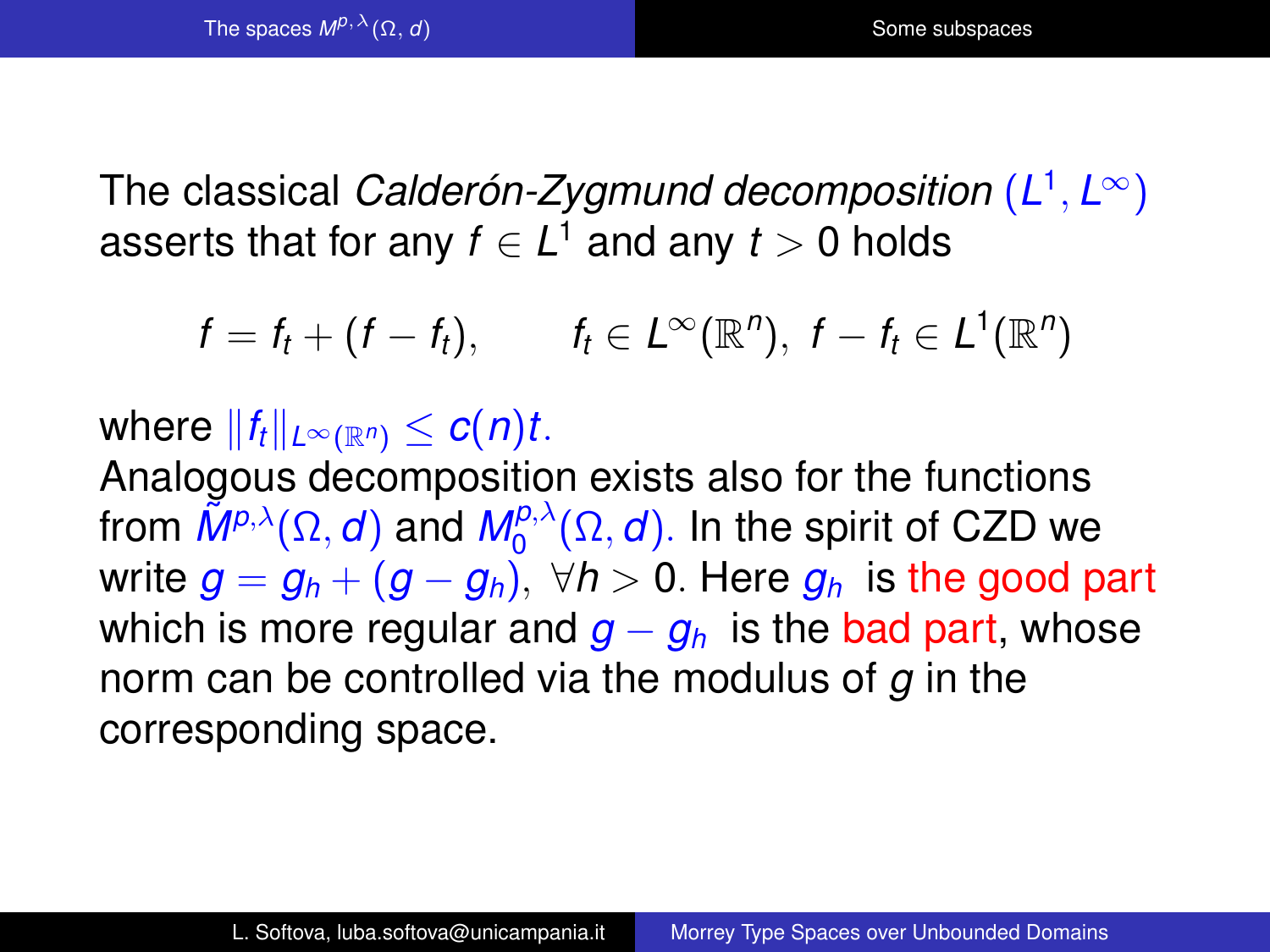The classical *Calderón-Zygmund decomposition* $(L^1, L^\infty)$ asserts that for any $f \in L^1$ and any $t > 0$ holds

$$f = f_t + (f - f_t), \qquad f_t \in L^\infty(\mathbb{R}^n),\ f - f_t \in L^1(\mathbb{R}^n)$$

where $\|f_t\|_{L^\infty(\mathbb{R}^n)} \leq c(n)t$.

Analogous decomposition exists also for the functions from $\tilde{M}^{p,\lambda}(\Omega, d)$ and $M_0^{p,\lambda}(\Omega, d)$. In the spirit of CZD we write $g = g_h + (g - g_h)$, $\forall h > 0$. Here $g_h$ is the good part which is more regular and $g - g_h$ is the bad part, whose norm can be controlled via the modulus of $g$ in the corresponding space.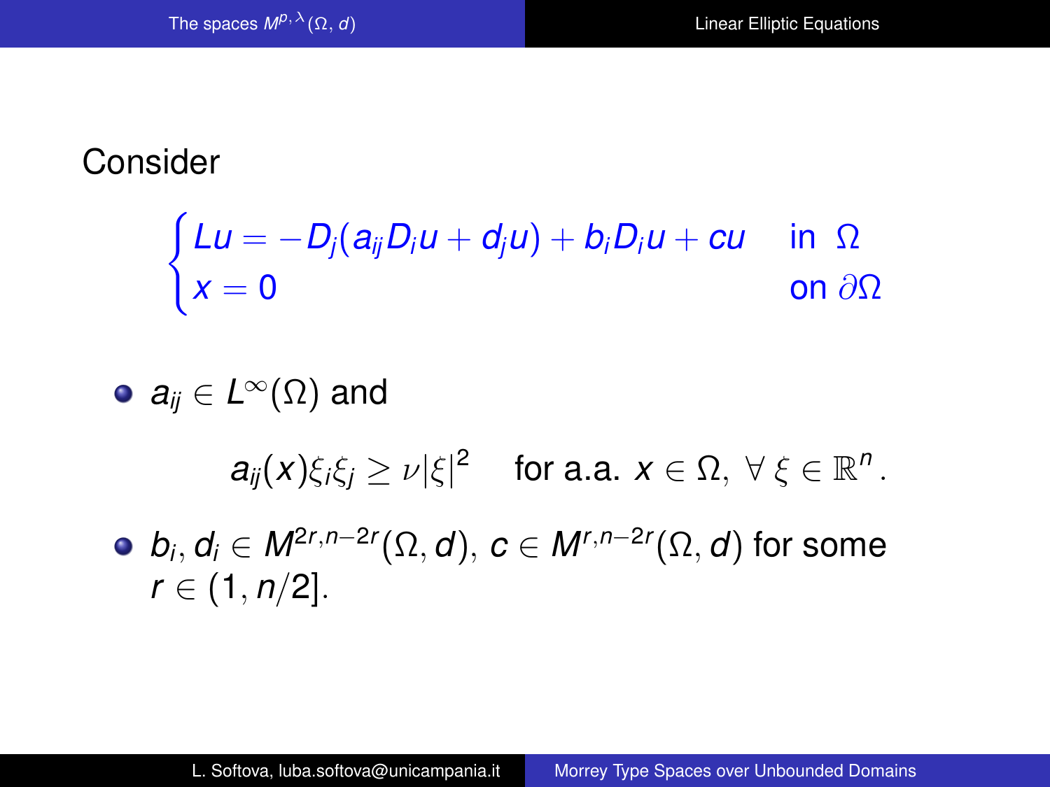Consider

$$\begin{cases} Lu = -D_j(a_{ij}D_iu + d_ju) + b_iD_iu + cu & \text{in } \Omega \\ x = 0 & \text{on } \partial\Omega \end{cases}$$

- $a_{ij} \in L^\infty(\Omega)$ and

$$a_{ij}(x)\xi_i\xi_j \geq \nu|\xi|^2 \quad \text{for a.a. } x \in \Omega, \ \forall\, \xi \in \mathbb{R}^n.$$

- $b_i, d_i \in M^{2r,n-2r}(\Omega, d)$, $c \in M^{r,n-2r}(\Omega, d)$ for some $r \in (1, n/2]$.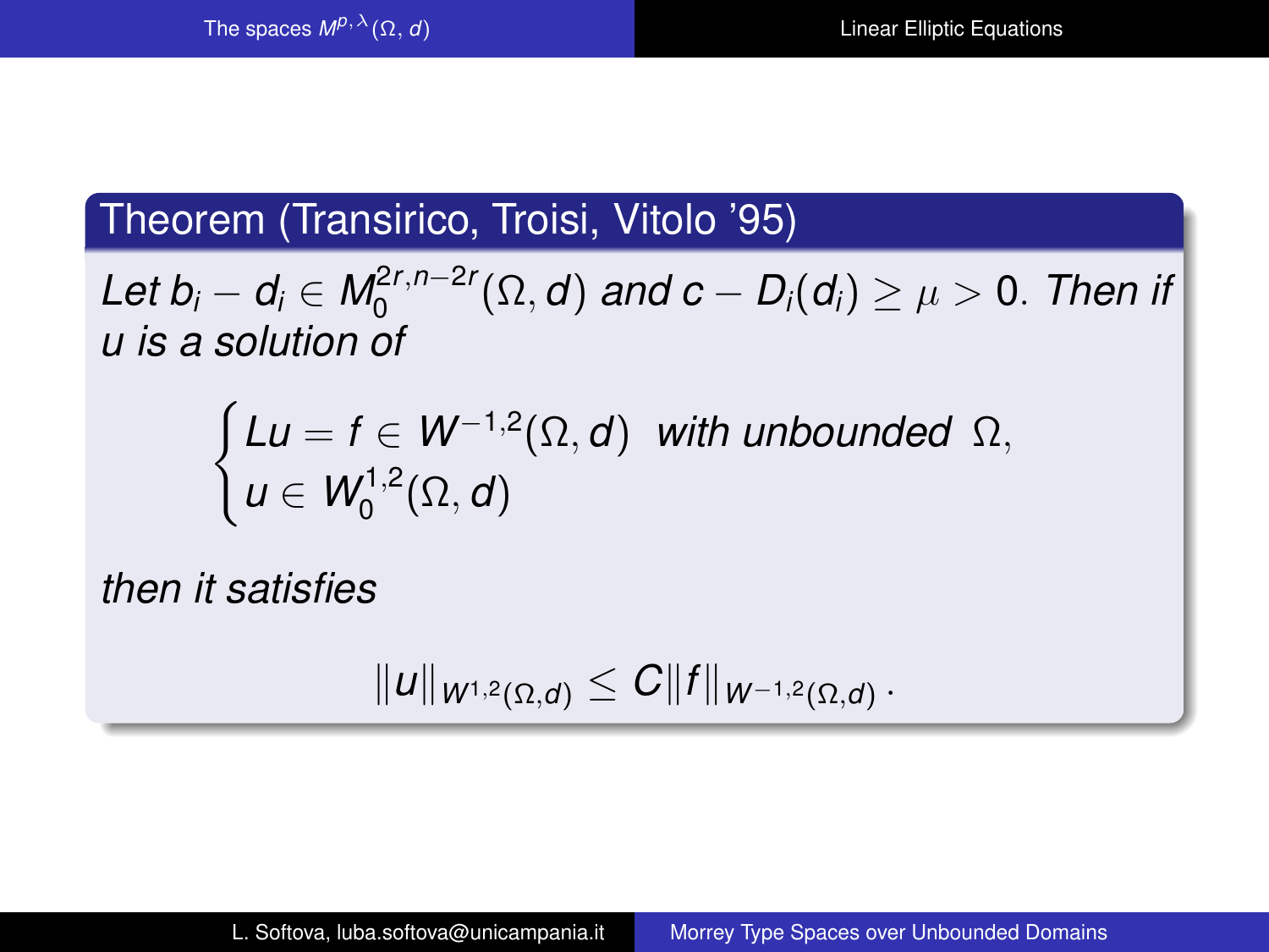**Theorem (Transirico, Troisi, Vitolo '95)**

*Let $b_i - d_i \in M_0^{2r,n-2r}(\Omega, d)$ and $c - D_i(d_i) \geq \mu > 0$. Then if $u$ is a solution of*

$$\begin{cases} Lu = f \in W^{-1,2}(\Omega, d) \;\; \text{with unbounded } \Omega, \\ u \in W_0^{1,2}(\Omega, d) \end{cases}$$

*then it satisfies*

$$\|u\|_{W^{1,2}(\Omega,d)} \leq C\|f\|_{W^{-1,2}(\Omega,d)} \, .$$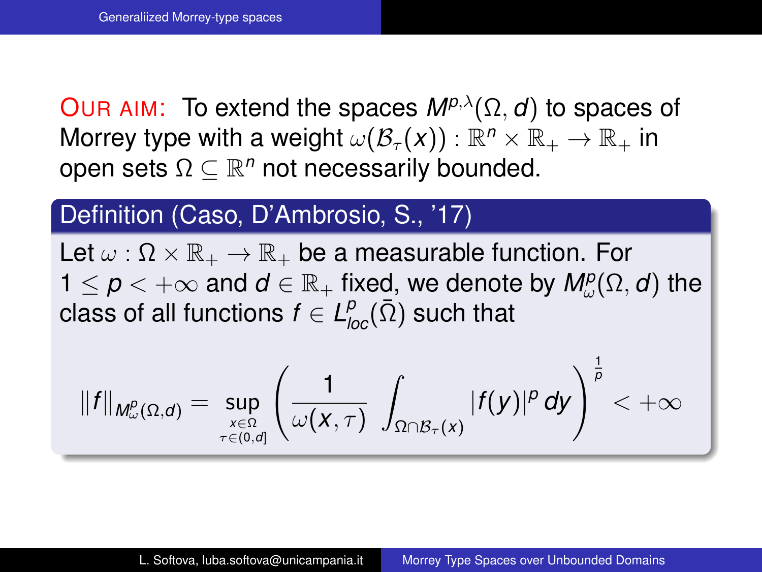**OUR AIM:** To extend the spaces $M^{p,\lambda}(\Omega, d)$ to spaces of Morrey type with a weight $\omega(\mathcal{B}_\tau(x)) : \mathbb{R}^n \times \mathbb{R}_+ \to \mathbb{R}_+$ in open sets $\Omega \subseteq \mathbb{R}^n$ not necessarily bounded.

### Definition (Caso, D'Ambrosio, S., '17)

Let $\omega : \Omega \times \mathbb{R}_+ \to \mathbb{R}_+$ be a measurable function. For $1 \leq p < +\infty$ and $d \in \mathbb{R}_+$ fixed, we denote by $M^p_\omega(\Omega, d)$ the class of all functions $f \in L^p_{loc}(\bar{\Omega})$ such that

$$\|f\|_{M^p_\omega(\Omega,d)} = \sup_{\substack{x\in\Omega \\ \tau\in(0,d]}} \left( \frac{1}{\omega(x,\tau)} \int_{\Omega\cap\mathcal{B}_\tau(x)} |f(y)|^p \, dy \right)^{\frac{1}{p}} < +\infty$$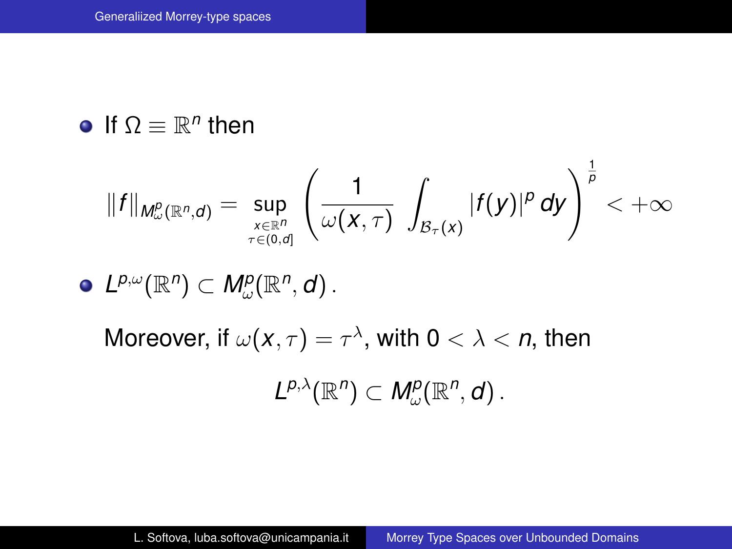- If $\Omega \equiv \mathbb{R}^n$ then

$$\|f\|_{M^p_\omega(\mathbb{R}^n,d)} = \sup_{\substack{x\in\mathbb{R}^n \\ \tau\in(0,d]}} \left( \frac{1}{\omega(x,\tau)} \int_{\mathcal{B}_\tau(x)} |f(y)|^p \, dy \right)^{\frac{1}{p}} < +\infty$$

- $L^{p,\omega}(\mathbb{R}^n) \subset M^p_\omega(\mathbb{R}^n, d)$.

  Moreover, if $\omega(x,\tau) = \tau^\lambda$, with $0 < \lambda < n$, then

$$L^{p,\lambda}(\mathbb{R}^n) \subset M^p_\omega(\mathbb{R}^n, d)\,.$$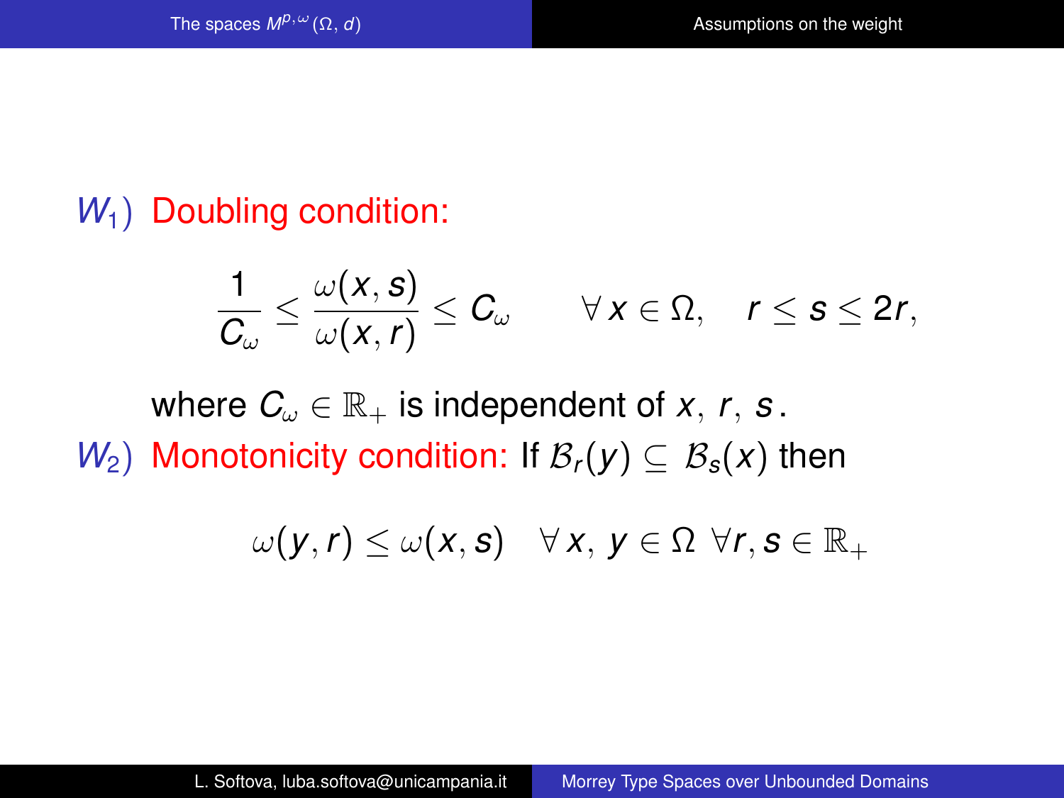$W_1$) **Doubling condition:**

$$\frac{1}{C_\omega} \leq \frac{\omega(x,s)}{\omega(x,r)} \leq C_\omega \qquad \forall\, x \in \Omega, \quad r \leq s \leq 2r,$$

where $C_\omega \in \mathbb{R}_+$ is independent of $x$, $r$, $s$.

$W_2$) **Monotonicity condition:** If $\mathcal{B}_r(y) \subseteq \mathcal{B}_s(x)$ then

$$\omega(y,r) \leq \omega(x,s) \quad \forall\, x,\, y \in \Omega \ \forall r, s \in \mathbb{R}_+$$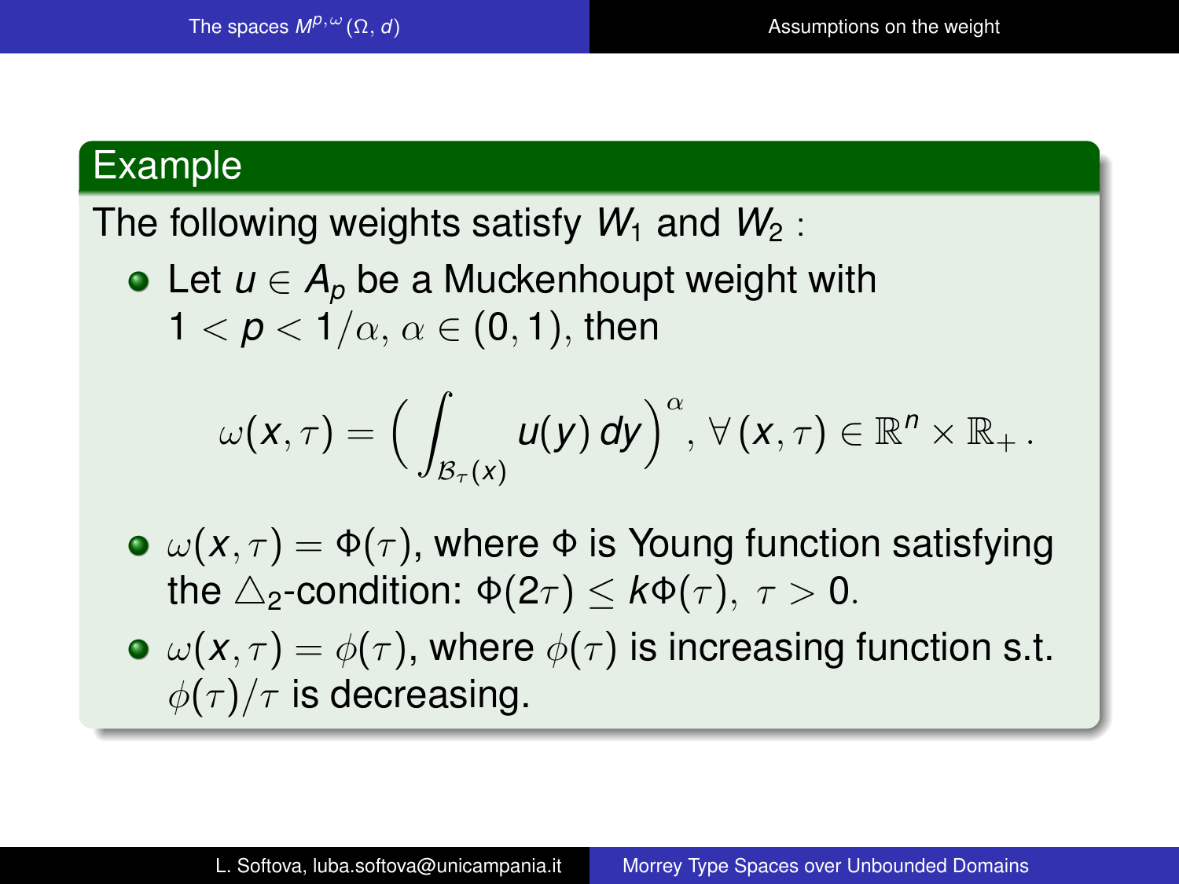### Example

The following weights satisfy $W_1$ and $W_2$ :

- Let $u \in A_p$ be a Muckenhoupt weight with $1 < p < 1/\alpha$, $\alpha \in (0,1)$, then

$$\omega(x,\tau) = \Big( \int_{\mathcal{B}_\tau(x)} u(y)\, dy \Big)^{\alpha}, \ \forall\, (x,\tau) \in \mathbb{R}^n \times \mathbb{R}_+ \,.$$

- $\omega(x,\tau) = \Phi(\tau)$, where $\Phi$ is Young function satisfying the $\triangle_2$-condition: $\Phi(2\tau) \leq k\Phi(\tau),\ \tau > 0$.
- $\omega(x,\tau) = \phi(\tau)$, where $\phi(\tau)$ is increasing function s.t. $\phi(\tau)/\tau$ is decreasing.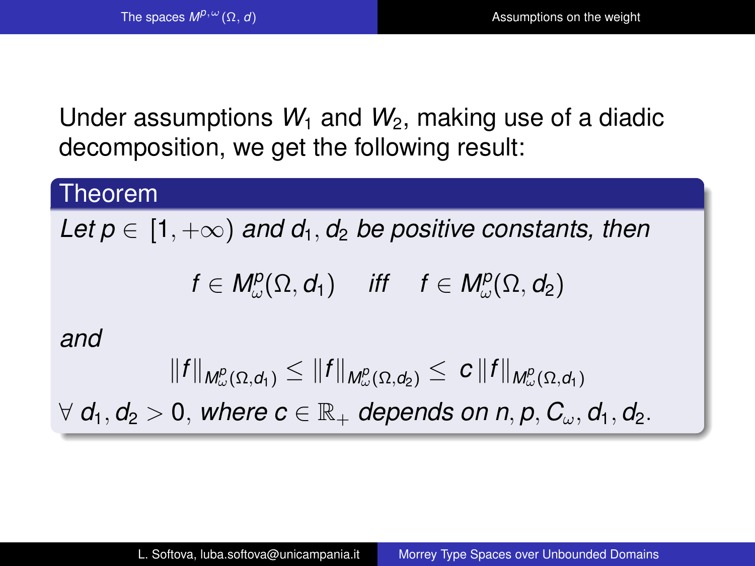Under assumptions $W_1$ and $W_2$, making use of a diadic decomposition, we get the following result:

**Theorem**

*Let $p \in [1, +\infty)$ and $d_1, d_2$ be positive constants, then*

$$f \in M^p_\omega(\Omega, d_1) \quad \textit{iff} \quad f \in M^p_\omega(\Omega, d_2)$$

*and*

$$\|f\|_{M^p_\omega(\Omega,d_1)} \leq \|f\|_{M^p_\omega(\Omega,d_2)} \leq c\,\|f\|_{M^p_\omega(\Omega,d_1)}$$

$\forall\, d_1, d_2 > 0$, *where $c \in \mathbb{R}_+$ depends on $n, p, C_\omega, d_1, d_2$.*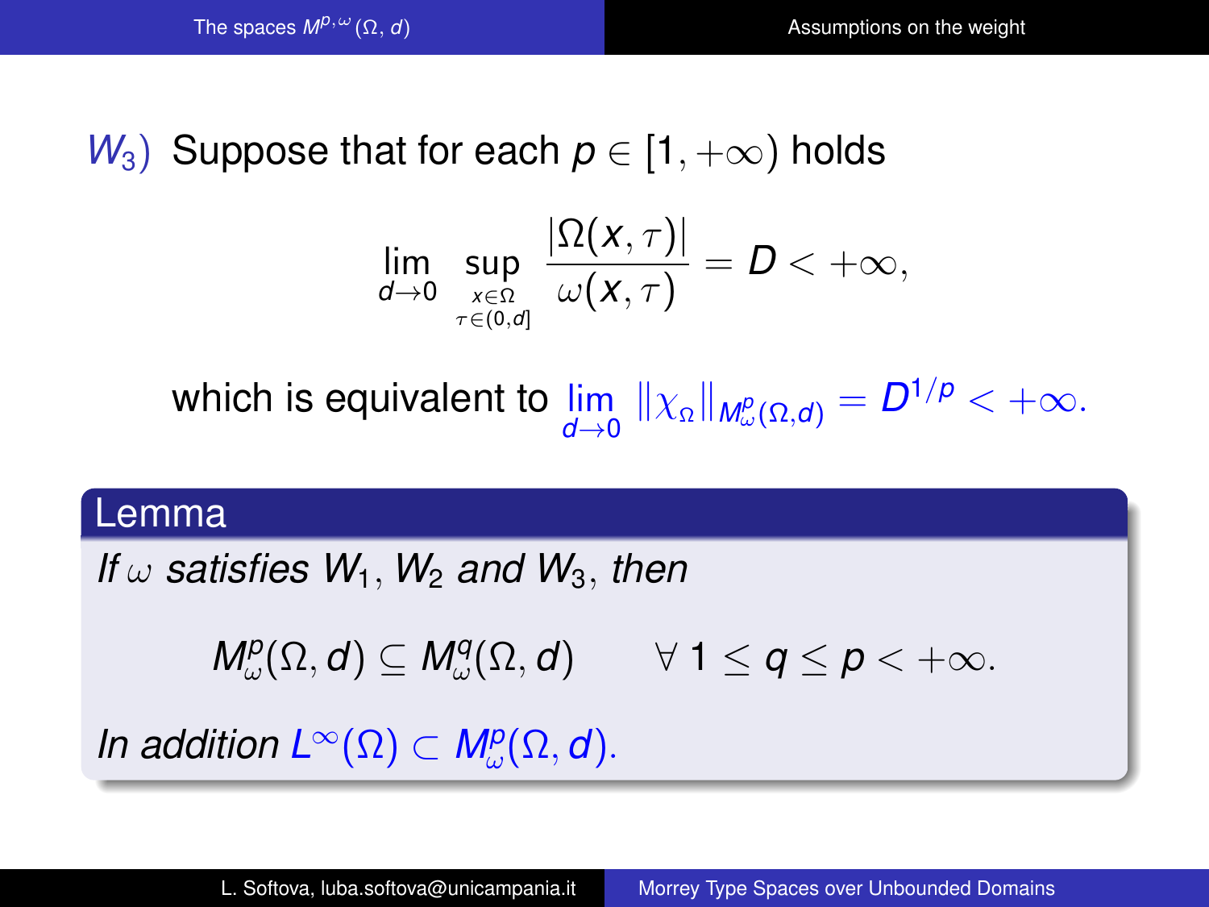$W_3$) Suppose that for each $p \in [1, +\infty)$ holds

$$\lim_{d \to 0} \sup_{\substack{x \in \Omega \\ \tau \in (0,d]}} \frac{|\Omega(x,\tau)|}{\omega(x,\tau)} = D < +\infty,$$

which is equivalent to $\lim\limits_{d \to 0} \|\chi_\Omega\|_{M^p_\omega(\Omega,d)} = D^{1/p} < +\infty.$

**Lemma**

*If $\omega$ satisfies $W_1$, $W_2$ and $W_3$, then*

$$M^p_\omega(\Omega, d) \subseteq M^q_\omega(\Omega, d) \qquad \forall\, 1 \le q \le p < +\infty.$$

*In addition $L^\infty(\Omega) \subset M^p_\omega(\Omega, d)$.*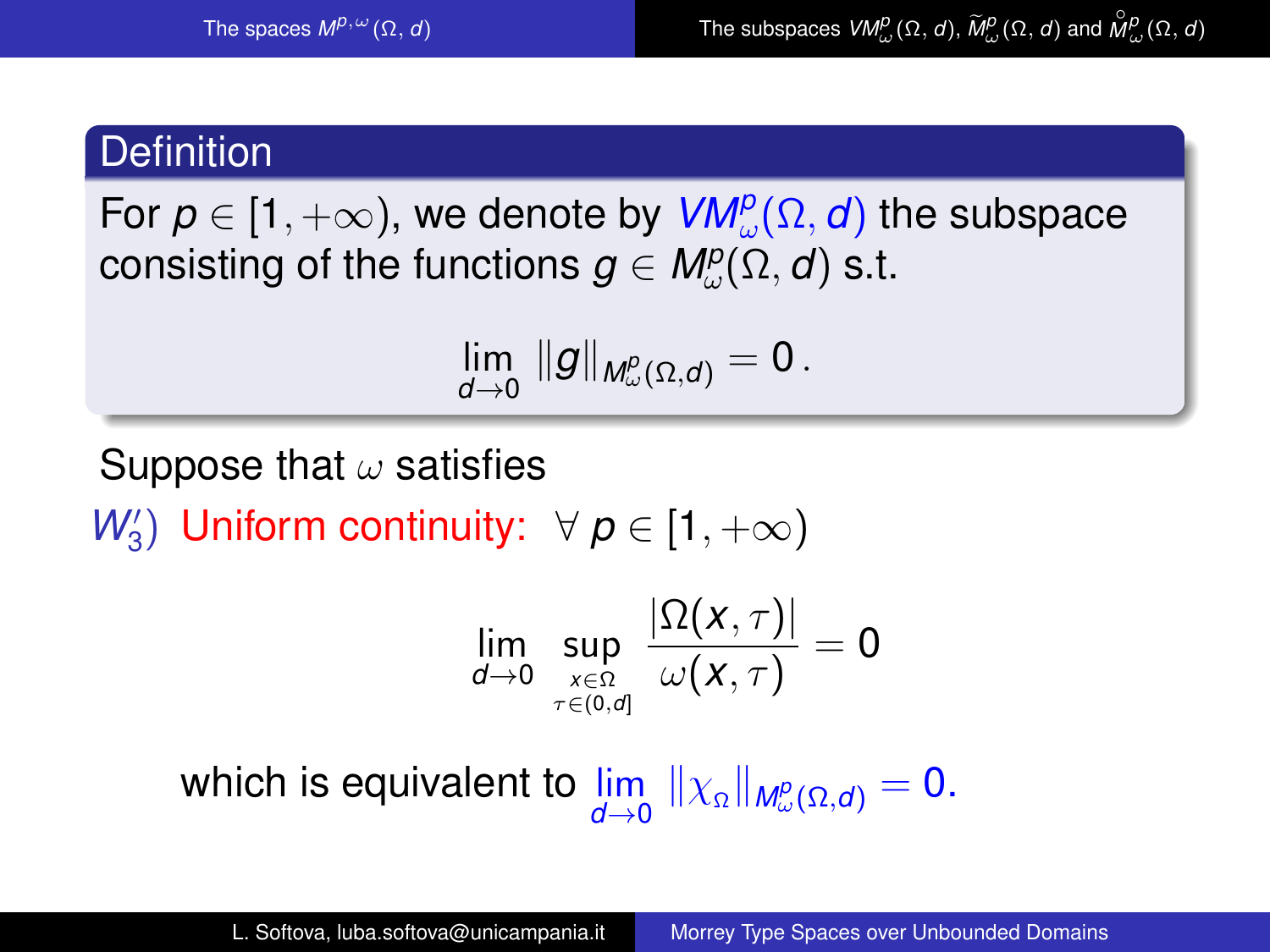**Definition**

For $p \in [1, +\infty)$, we denote by $VM^p_\omega(\Omega, d)$ the subspace consisting of the functions $g \in M^p_\omega(\Omega, d)$ s.t.

$$\lim_{d \to 0} \|g\|_{M^p_\omega(\Omega,d)} = 0 \, .$$

Suppose that $\omega$ satisfies

$W_3')$ Uniform continuity: $\forall \, p \in [1, +\infty)$

$$\lim_{d \to 0} \sup_{\substack{x \in \Omega \\ \tau \in (0,d]}} \frac{|\Omega(x,\tau)|}{\omega(x,\tau)} = 0$$

which is equivalent to $\lim\limits_{d \to 0} \|\chi_\Omega\|_{M^p_\omega(\Omega,d)} = 0.$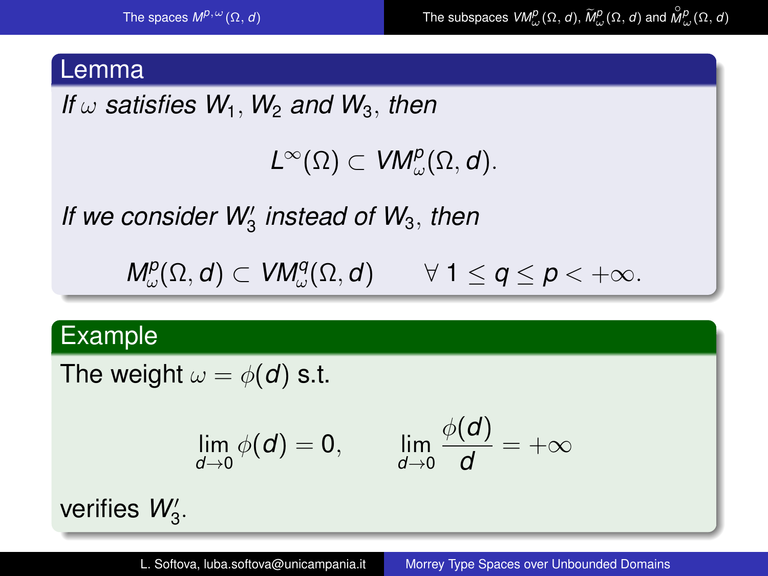**Lemma**

*If $\omega$ satisfies $W_1$, $W_2$ and $W_3$, then*

$$L^\infty(\Omega) \subset VM^p_\omega(\Omega, d).$$

*If we consider $W_3'$ instead of $W_3$, then*

$$M^p_\omega(\Omega, d) \subset VM^q_\omega(\Omega, d) \qquad \forall\ 1 \leq q \leq p < +\infty.$$

**Example**

The weight $\omega = \phi(d)$ s.t.

$$\lim_{d\to 0} \phi(d) = 0, \qquad \lim_{d\to 0} \frac{\phi(d)}{d} = +\infty$$

verifies $W_3'$.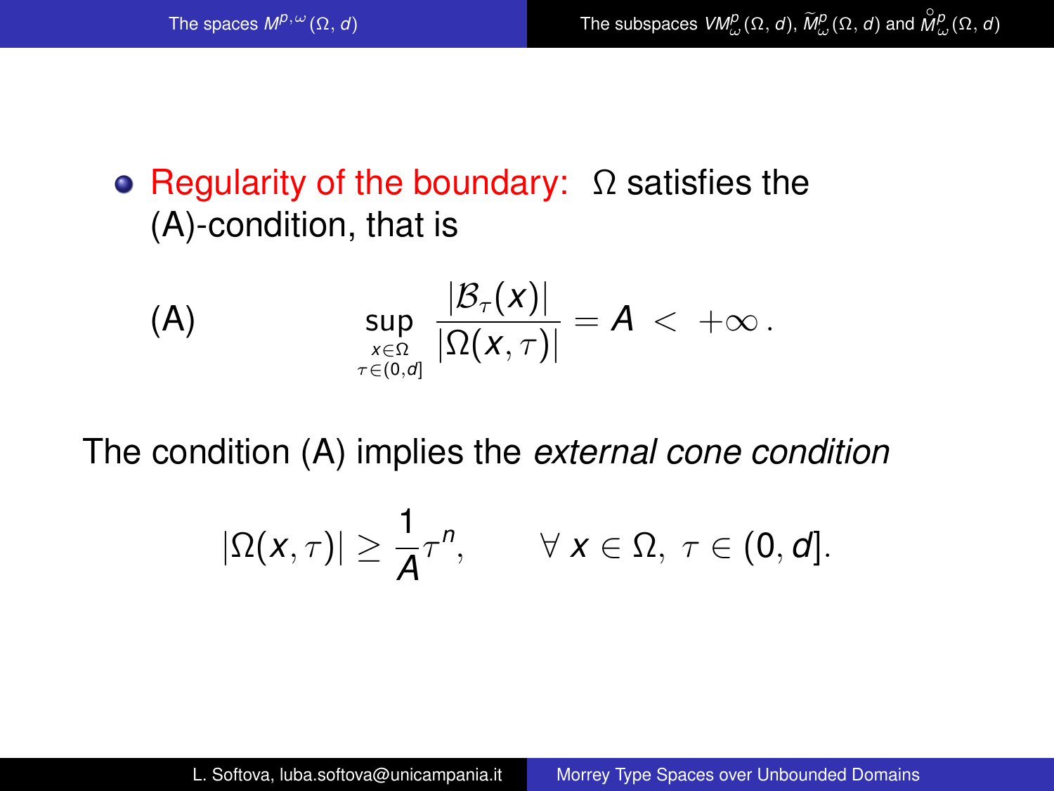- **Regularity of the boundary:** $\Omega$ satisfies the (A)-condition, that is

$$\text{(A)} \qquad \sup_{\substack{x\in\Omega \\ \tau\in(0,d]}} \frac{|\mathcal{B}_\tau(x)|}{|\Omega(x,\tau)|} = A < +\infty\,.$$

The condition (A) implies the *external cone condition*

$$|\Omega(x,\tau)| \geq \frac{1}{A}\tau^n, \qquad \forall\, x\in\Omega,\ \tau\in(0,d].$$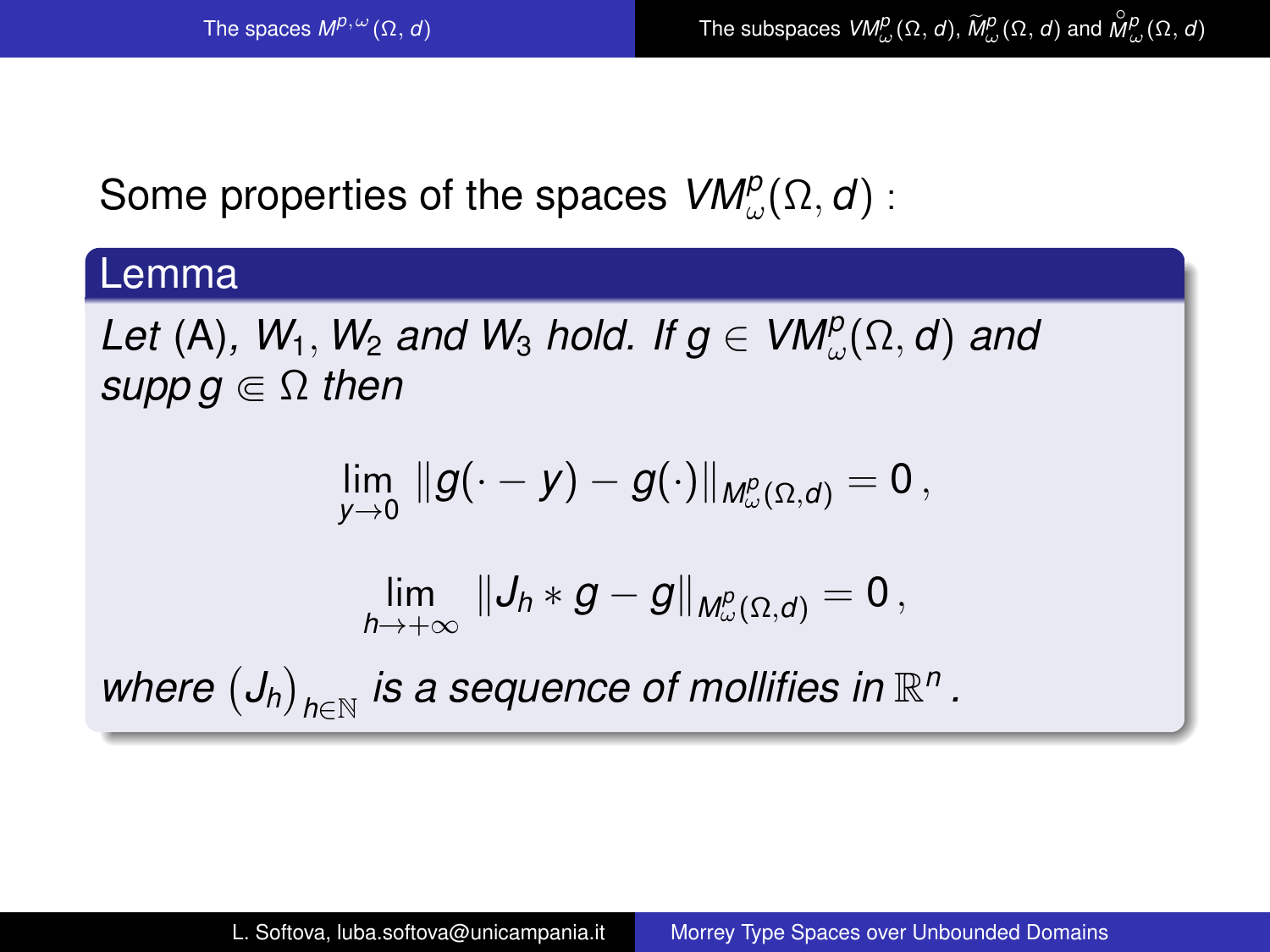Some properties of the spaces $VM^p_\omega(\Omega, d)$ :

**Lemma**

*Let* (A)*,* $W_1, W_2$ *and* $W_3$ *hold. If* $g \in VM^p_\omega(\Omega, d)$ *and* *supp* $g \Subset \Omega$ *then*

$$\lim_{y \to 0} \|g(\cdot - y) - g(\cdot)\|_{M^p_\omega(\Omega, d)} = 0\,,$$

$$\lim_{h \to +\infty} \|J_h * g - g\|_{M^p_\omega(\Omega, d)} = 0\,,$$

*where* $(J_h)_{h \in \mathbb{N}}$ *is a sequence of mollifies in* $\mathbb{R}^n$ *.*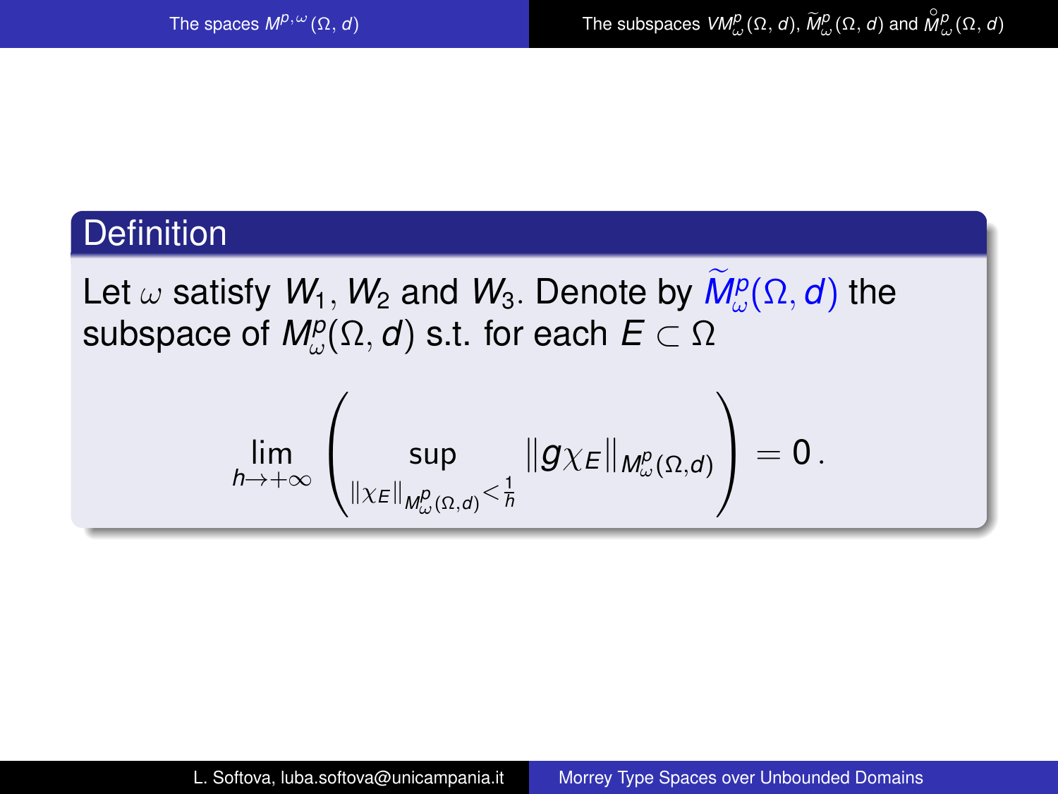**Definition**

Let $\omega$ satisfy $W_1$, $W_2$ and $W_3$. Denote by $\widetilde{M}^p_\omega(\Omega, d)$ the subspace of $M^p_\omega(\Omega, d)$ s.t. for each $E \subset \Omega$

$$\lim_{h \to +\infty} \left( \sup_{\|\chi_E\|_{M^p_\omega(\Omega,d)} < \frac{1}{h}} \|g\chi_E\|_{M^p_\omega(\Omega,d)} \right) = 0\,.$$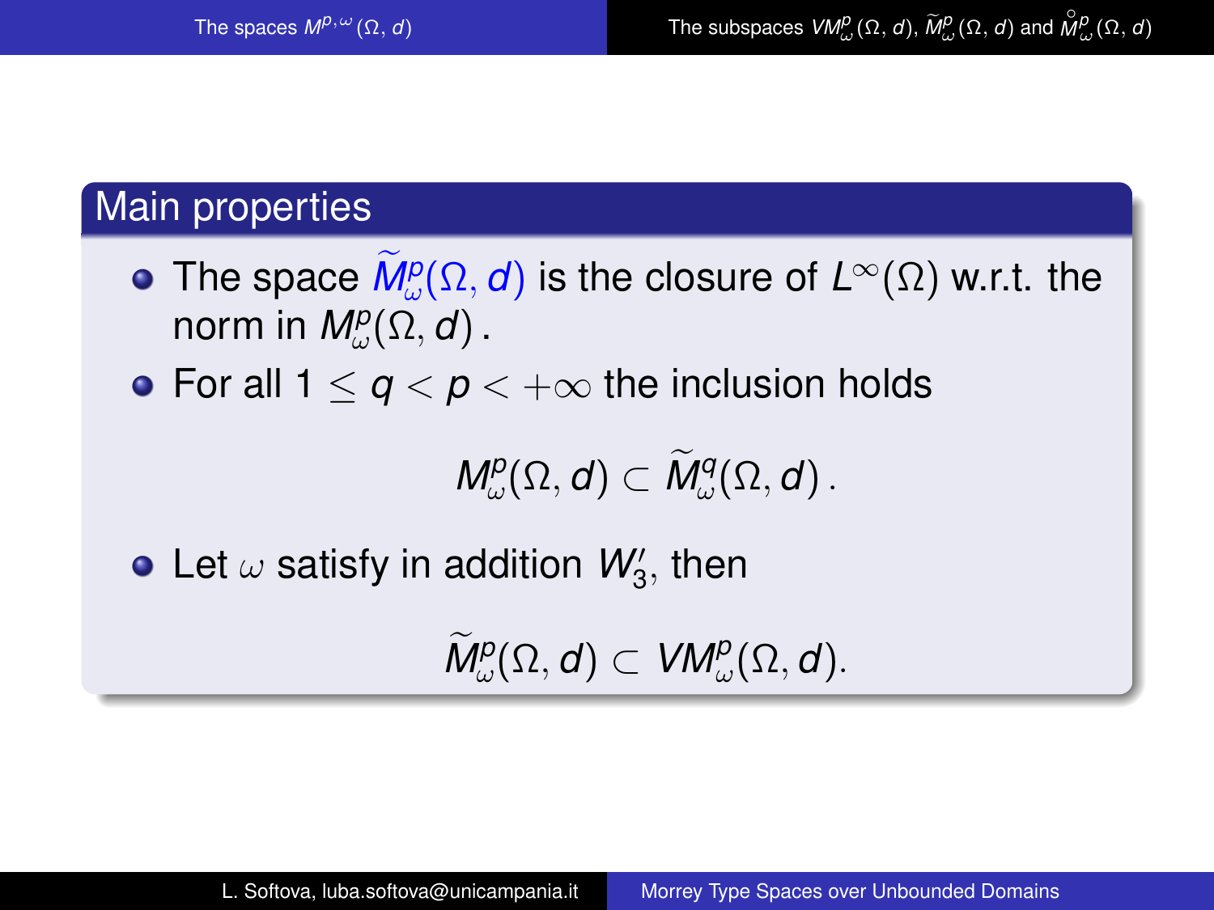## Main properties

- The space $\widetilde{M}^p_\omega(\Omega, d)$ is the closure of $L^\infty(\Omega)$ w.r.t. the norm in $M^p_\omega(\Omega, d)$.
- For all $1 \leq q < p < +\infty$ the inclusion holds

$$M^p_\omega(\Omega, d) \subset \widetilde{M}^q_\omega(\Omega, d).$$

- Let $\omega$ satisfy in addition $W_3'$, then

$$\widetilde{M}^p_\omega(\Omega, d) \subset VM^p_\omega(\Omega, d).$$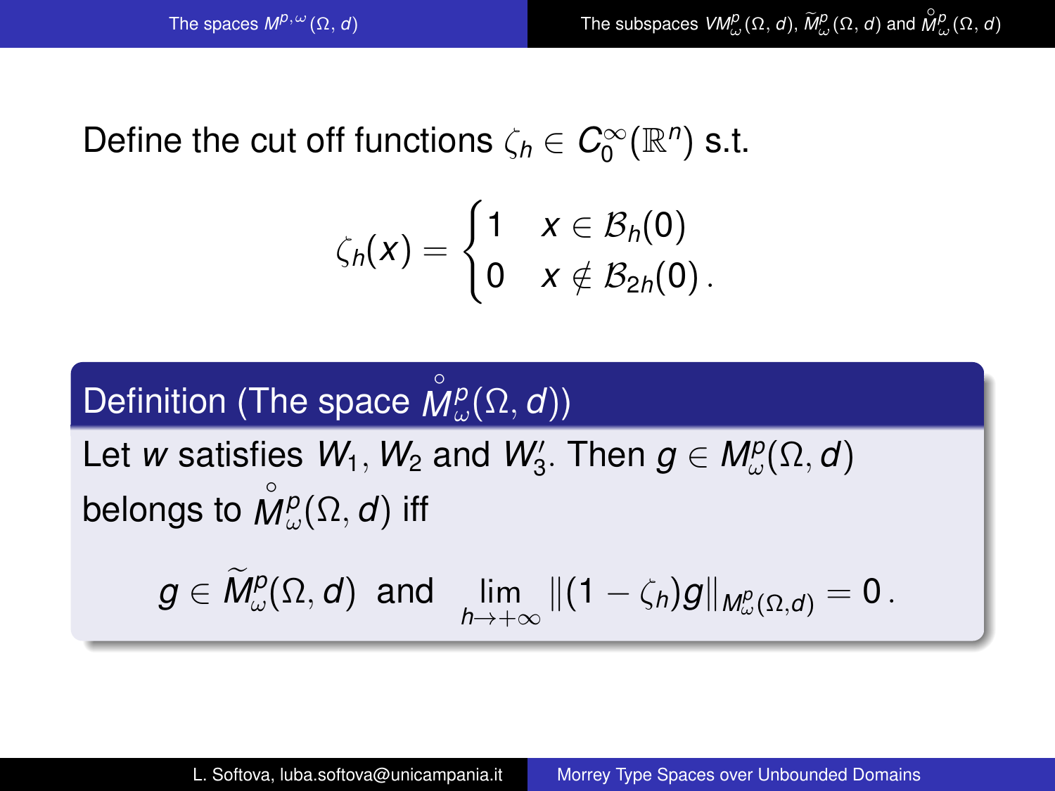Define the cut off functions $\zeta_h \in C_0^\infty(\mathbb{R}^n)$ s.t.

$$\zeta_h(x) = \begin{cases} 1 & x \in \mathcal{B}_h(0) \\ 0 & x \notin \mathcal{B}_{2h}(0) \,. \end{cases}$$

**Definition (The space $\overset{\circ}{M}{}^p_\omega(\Omega, d)$)**

Let $w$ satisfies $W_1, W_2$ and $W_3'$. Then $g \in M^p_\omega(\Omega, d)$ belongs to $\overset{\circ}{M}{}^p_\omega(\Omega, d)$ iff

$$g \in \widetilde{M}^p_\omega(\Omega, d) \;\text{ and }\; \lim_{h \to +\infty} \|(1 - \zeta_h) g\|_{M^p_\omega(\Omega, d)} = 0 \,.$$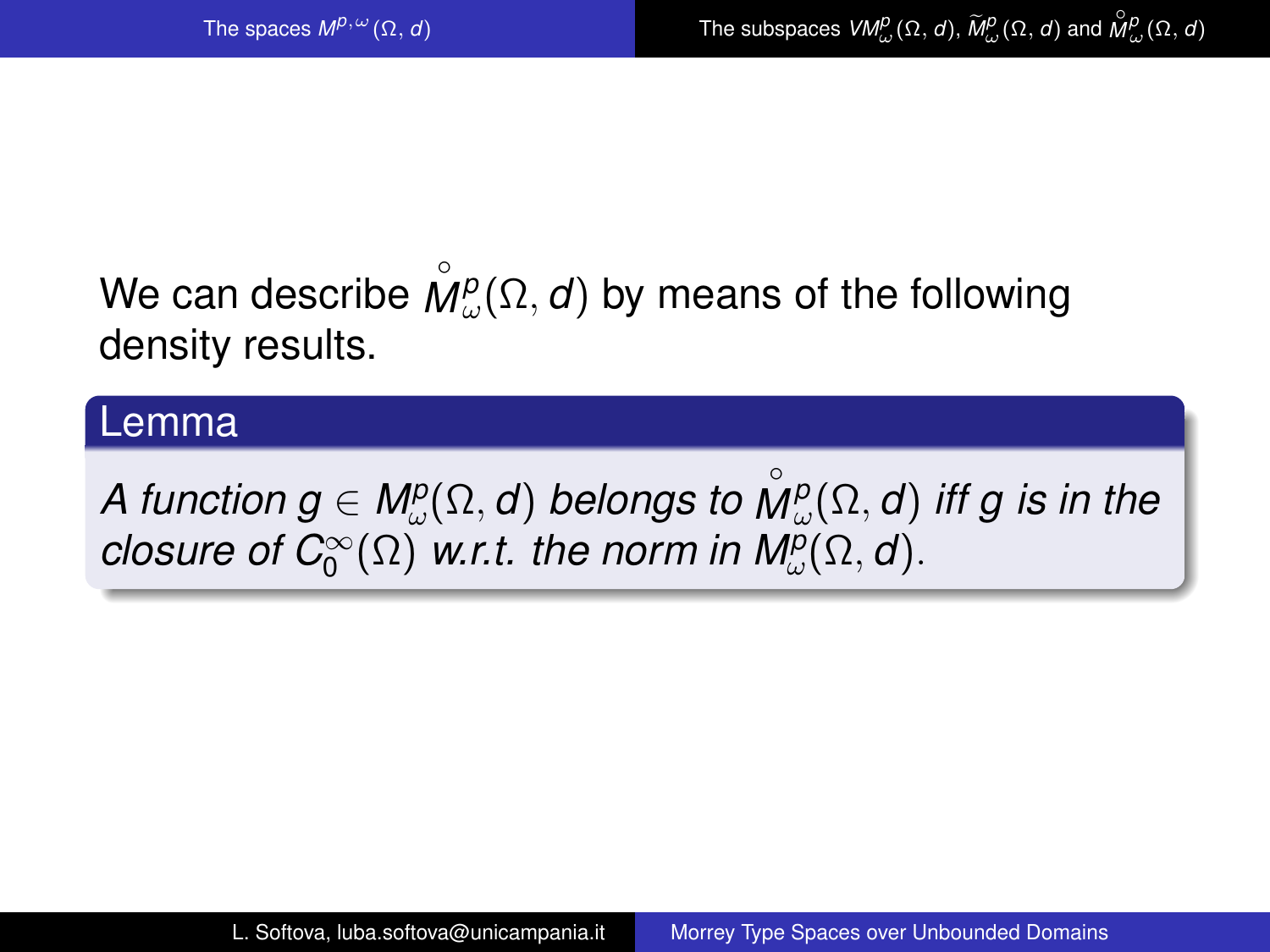We can describe $\overset{\circ}{M}{}^{p}_{\omega}(\Omega, d)$ by means of the following density results.

**Lemma**

*A function $g \in M^p_\omega(\Omega, d)$ belongs to $\overset{\circ}{M}{}^{p}_{\omega}(\Omega, d)$ iff $g$ is in the closure of $C_0^\infty(\Omega)$ w.r.t. the norm in $M^p_\omega(\Omega, d)$.*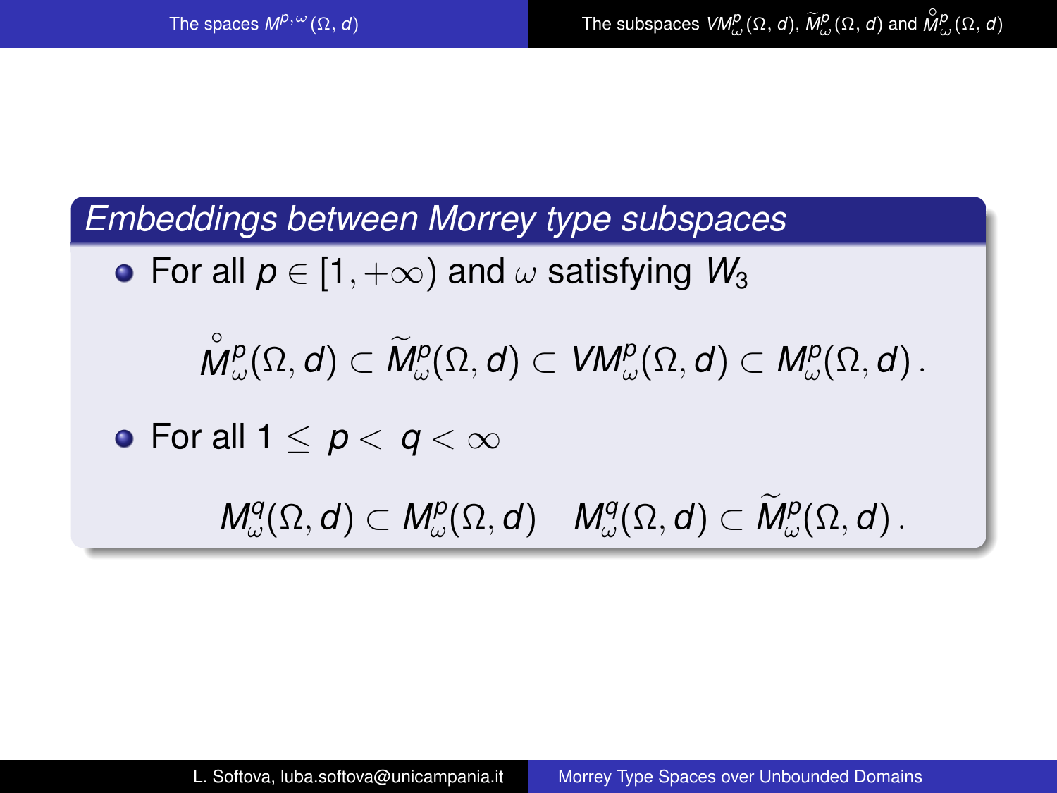## Embeddings between Morrey type subspaces

- For all $p \in [1, +\infty)$ and $\omega$ satisfying $W_3$

$$\overset{\circ}{M}{}^p_\omega(\Omega, d) \subset \widetilde{M}^p_\omega(\Omega, d) \subset VM^p_\omega(\Omega, d) \subset M^p_\omega(\Omega, d)\,.$$

- For all $1 \leq p < q < \infty$

$$M^q_\omega(\Omega, d) \subset M^p_\omega(\Omega, d) \quad M^q_\omega(\Omega, d) \subset \widetilde{M}^p_\omega(\Omega, d)\,.$$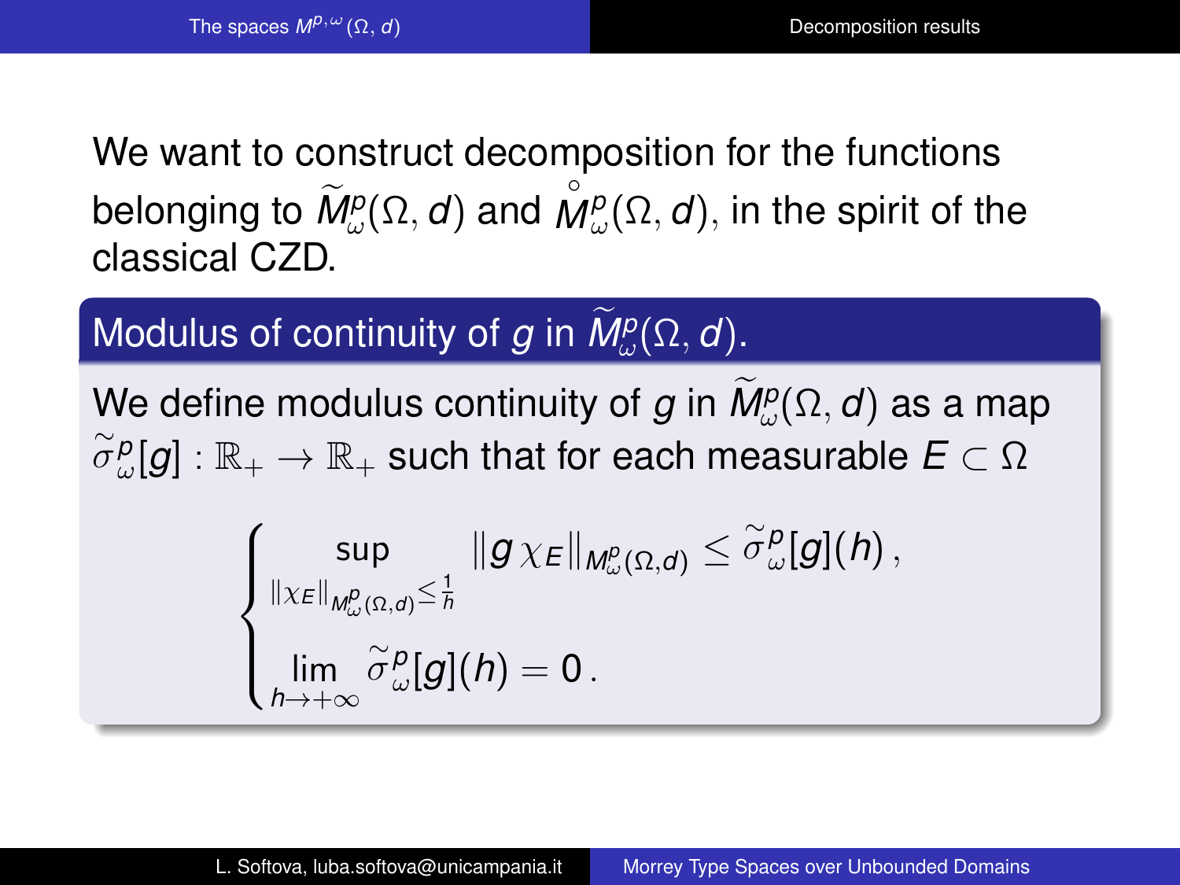We want to construct decomposition for the functions belonging to $\widetilde{M}^p_\omega(\Omega, d)$ and $\overset{\circ}{M}{}^p_\omega(\Omega, d)$, in the spirit of the classical CZD.

### Modulus of continuity of $g$ in $\widetilde{M}^p_\omega(\Omega, d)$.

We define modulus continuity of $g$ in $\widetilde{M}^p_\omega(\Omega, d)$ as a map $\widetilde{\sigma}^p_\omega[g] : \mathbb{R}_+ \to \mathbb{R}_+$ such that for each measurable $E \subset \Omega$

$$
\begin{cases}
\displaystyle\sup_{\|\chi_E\|_{M^p_\omega(\Omega,d)} \leq \frac{1}{h}} \|g\,\chi_E\|_{M^p_\omega(\Omega,d)} \leq \widetilde{\sigma}^p_\omega[g](h)\,, \\[2ex]
\displaystyle\lim_{h \to +\infty} \widetilde{\sigma}^p_\omega[g](h) = 0\,.
\end{cases}
$$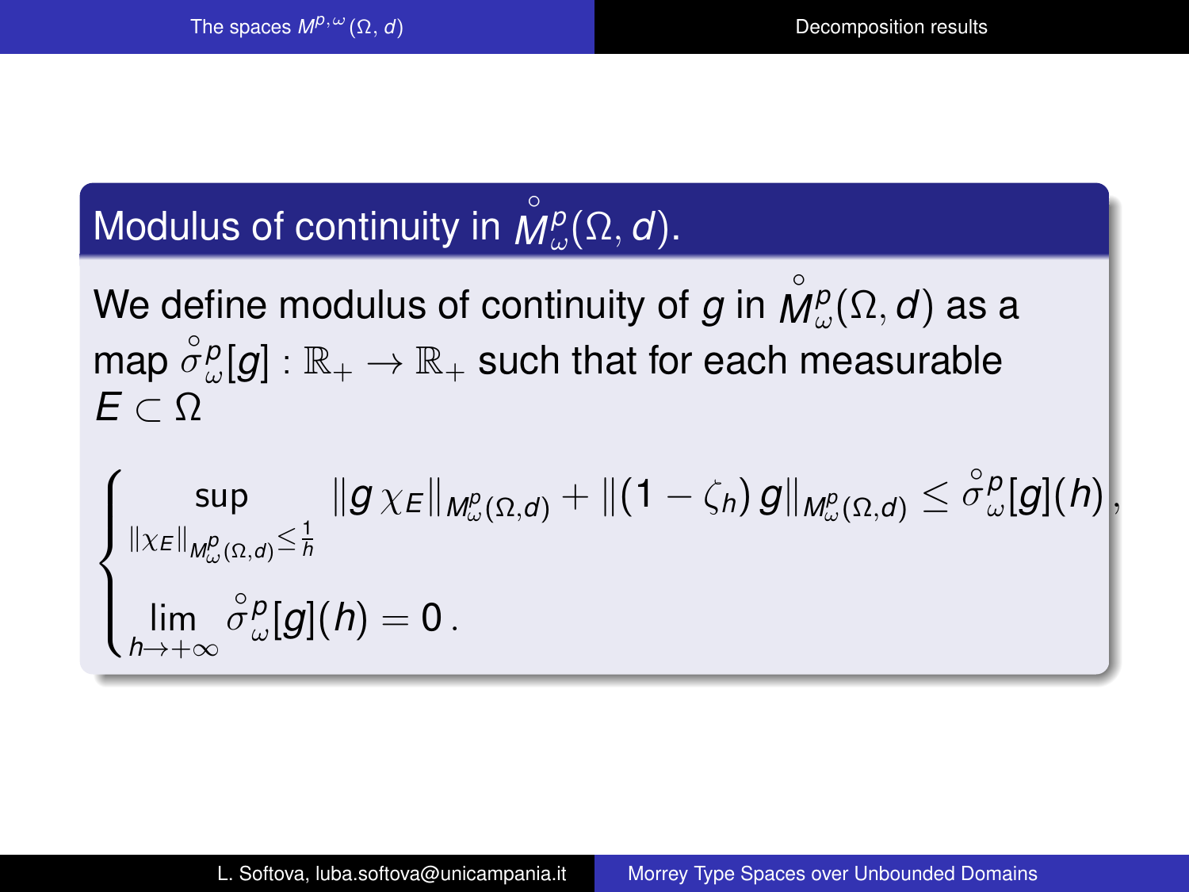### Modulus of continuity in $\overset{\circ}{M}{}^p_\omega(\Omega, d)$.

We define modulus of continuity of $g$ in $\overset{\circ}{M}{}^p_\omega(\Omega, d)$ as a map $\overset{\circ}{\sigma}{}^p_\omega[g] : \mathbb{R}_+ \to \mathbb{R}_+$ such that for each measurable $E \subset \Omega$

$$
\begin{cases}
\displaystyle\sup_{\|\chi_E\|_{M^p_\omega(\Omega,d)} \le \frac{1}{h}} \|g\,\chi_E\|_{M^p_\omega(\Omega,d)} + \|(1 - \zeta_h)\, g\|_{M^p_\omega(\Omega,d)} \le \overset{\circ}{\sigma}{}^p_\omega[g](h), \\[2ex]
\displaystyle\lim_{h \to +\infty} \overset{\circ}{\sigma}{}^p_\omega[g](h) = 0\,.
\end{cases}
$$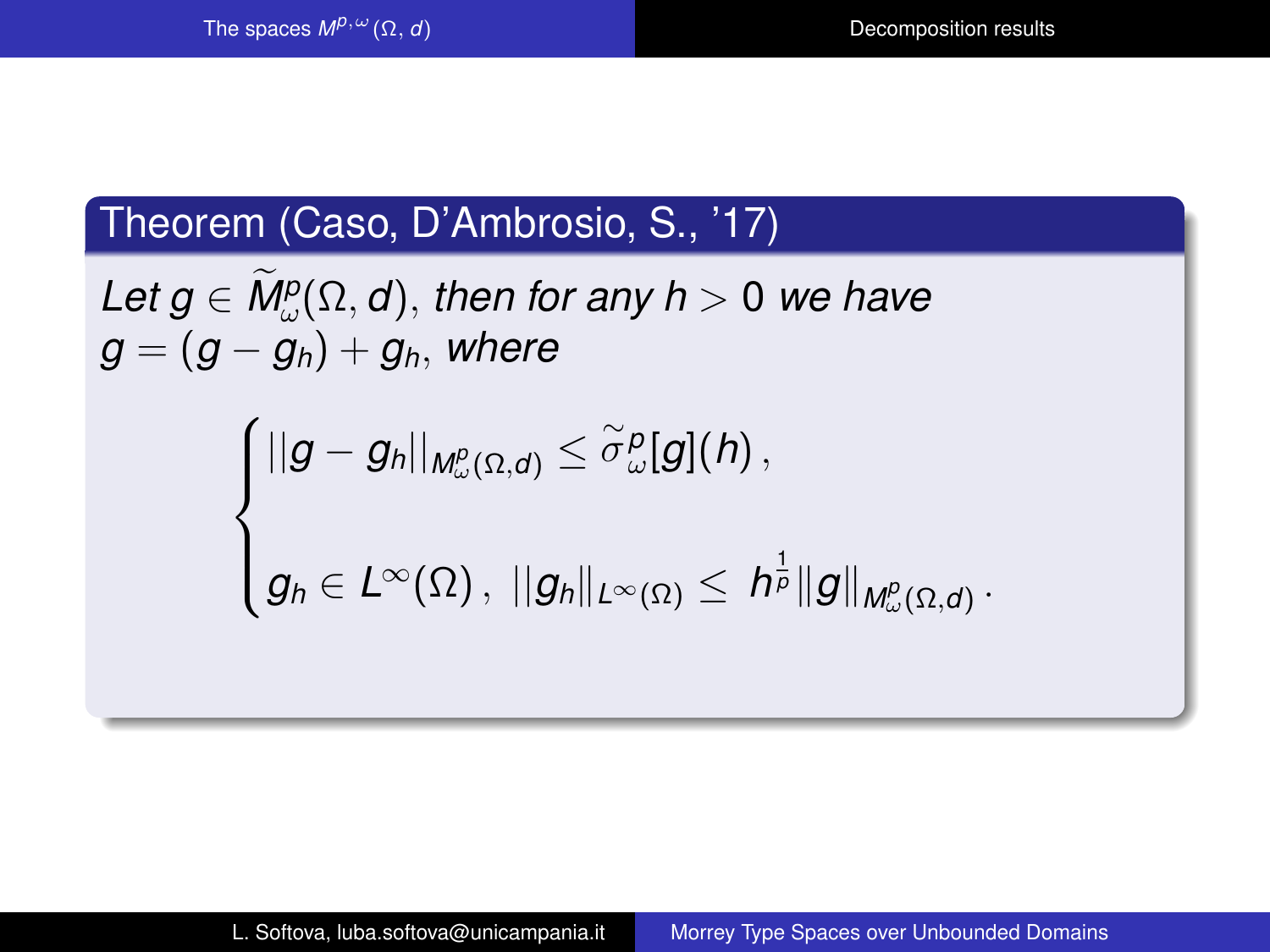**Theorem (Caso, D'Ambrosio, S., '17)**

*Let $g \in \widetilde{M}^p_\omega(\Omega, d)$, then for any $h > 0$ we have $g = (g - g_h) + g_h$, where*

$$
\begin{cases}
\|g - g_h\|_{M^p_\omega(\Omega,d)} \leq \widetilde{\sigma}^{\,p}_{\omega}[g](h)\,, \\[2em]
g_h \in L^\infty(\Omega)\,,\ \|g_h\|_{L^\infty(\Omega)} \leq \ h^{\frac{1}{p}} \|g\|_{M^p_\omega(\Omega,d)}\,.
\end{cases}
$$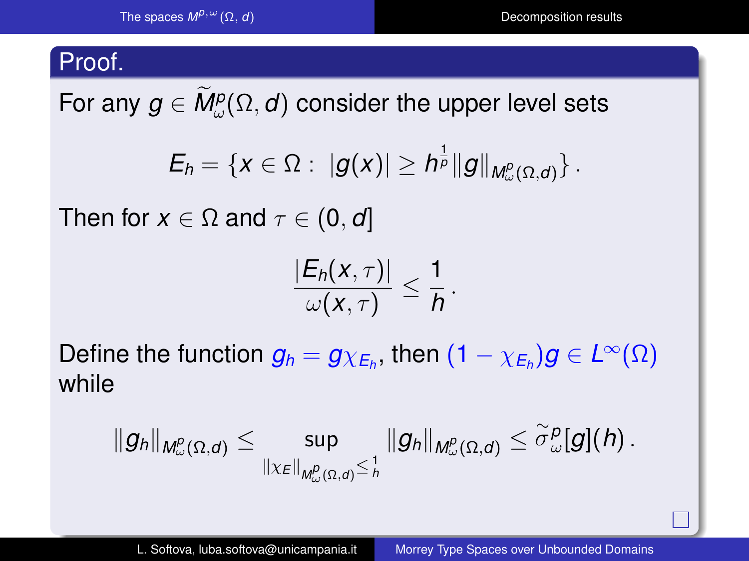**Proof.**

For any $g \in \widetilde{M}^p_\omega(\Omega, d)$ consider the upper level sets

$$E_h = \{x \in \Omega : \ |g(x)| \geq h^{\frac{1}{p}} \|g\|_{M^p_\omega(\Omega,d)}\}\,.$$

Then for $x \in \Omega$ and $\tau \in (0, d]$

$$\frac{|E_h(x,\tau)|}{\omega(x,\tau)} \leq \frac{1}{h}\,.$$

Define the function $g_h = g\chi_{E_h}$, then $(1 - \chi_{E_h})g \in L^\infty(\Omega)$ while

$$\|g_h\|_{M^p_\omega(\Omega,d)} \leq \sup_{\|\chi_E\|_{M^p_\omega(\Omega,d)} \leq \frac{1}{h}} \|g_h\|_{M^p_\omega(\Omega,d)} \leq \widetilde{\sigma}^p_\omega[g](h)\,.$$

$\square$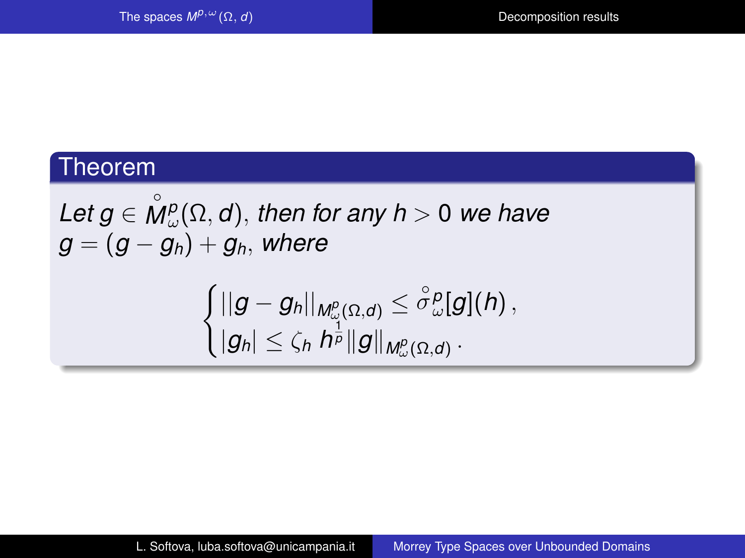## Theorem

*Let* $g \in \overset{\circ}{M}{}^p_\omega(\Omega, d)$, *then for any* $h > 0$ *we have* $g = (g - g_h) + g_h$, *where*

$$\begin{cases} ||g - g_h||_{M^p_\omega(\Omega,d)} \leq \overset{\circ}{\sigma}{}^p_\omega[g](h)\,, \\ |g_h| \leq \zeta_h \, h^{\frac{1}{p}} \|g\|_{M^p_\omega(\Omega,d)}\,. \end{cases}$$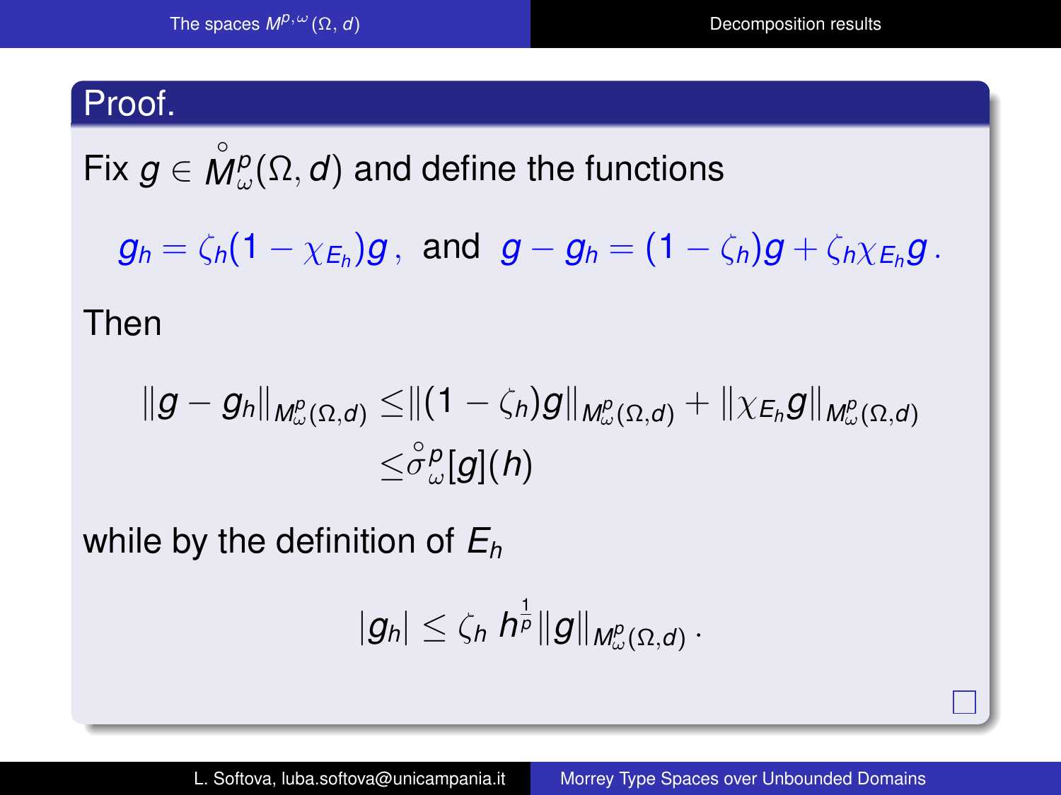**Proof.**

Fix $g \in \overset{\circ}{M}{}^p_\omega(\Omega, d)$ and define the functions

$$g_h = \zeta_h(1 - \chi_{E_h})g\,, \text{ and } g - g_h = (1 - \zeta_h)g + \zeta_h \chi_{E_h} g\,.$$

Then

$$\begin{aligned}
\|g - g_h\|_{M^p_\omega(\Omega,d)} \leq & \|(1 - \zeta_h)g\|_{M^p_\omega(\Omega,d)} + \|\chi_{E_h} g\|_{M^p_\omega(\Omega,d)} \\
\leq & \overset{\circ}{\sigma}{}^p_\omega[g](h)
\end{aligned}$$

while by the definition of $E_h$

$$|g_h| \leq \zeta_h \, h^{\frac{1}{p}} \|g\|_{M^p_\omega(\Omega,d)}\,.$$

□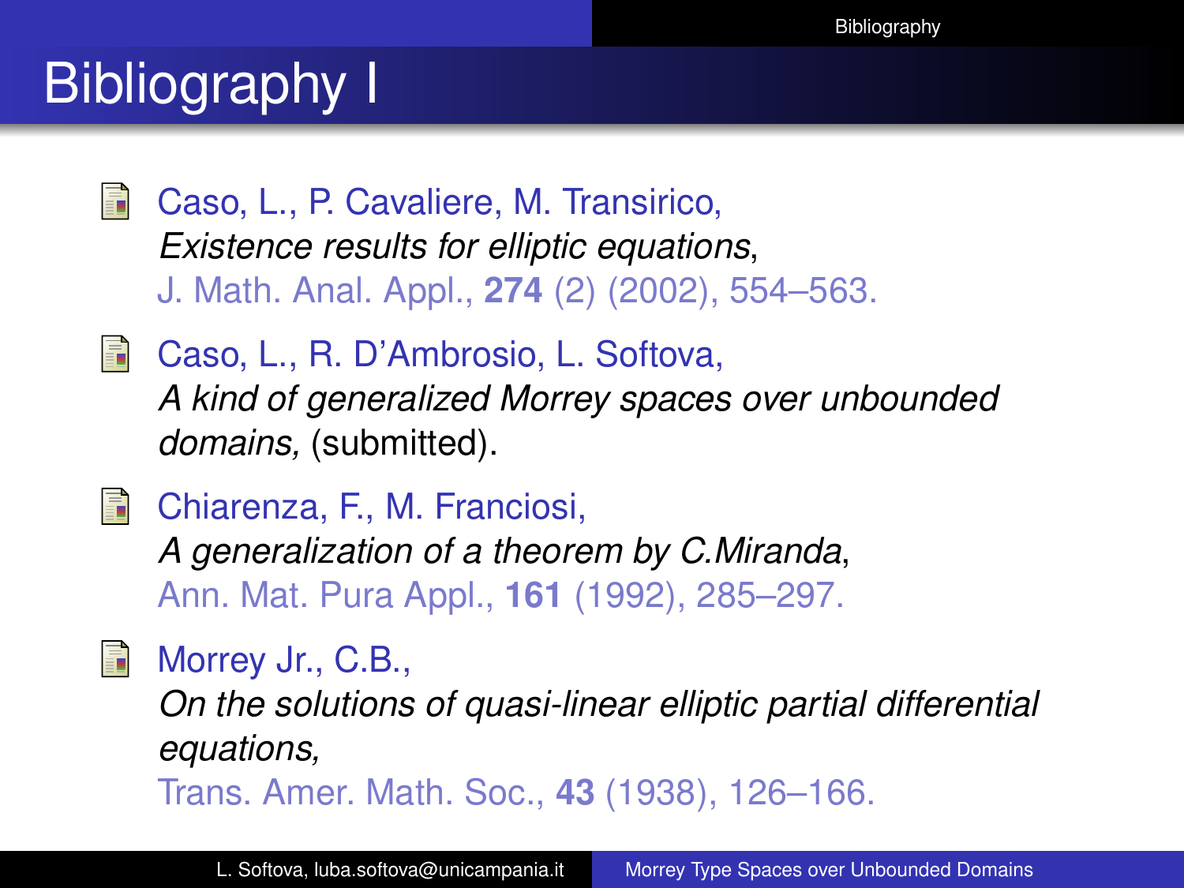# Bibliography I

- Caso, L., P. Cavaliere, M. Transirico,
  *Existence results for elliptic equations*,
  J. Math. Anal. Appl., **274** (2) (2002), 554–563.

- Caso, L., R. D'Ambrosio, L. Softova,
  *A kind of generalized Morrey spaces over unbounded domains,* (submitted).

- Chiarenza, F., M. Franciosi,
  *A generalization of a theorem by C.Miranda*,
  Ann. Mat. Pura Appl., **161** (1992), 285–297.

- Morrey Jr., C.B.,
  *On the solutions of quasi-linear elliptic partial differential equations,*
  Trans. Amer. Math. Soc., **43** (1938), 126–166.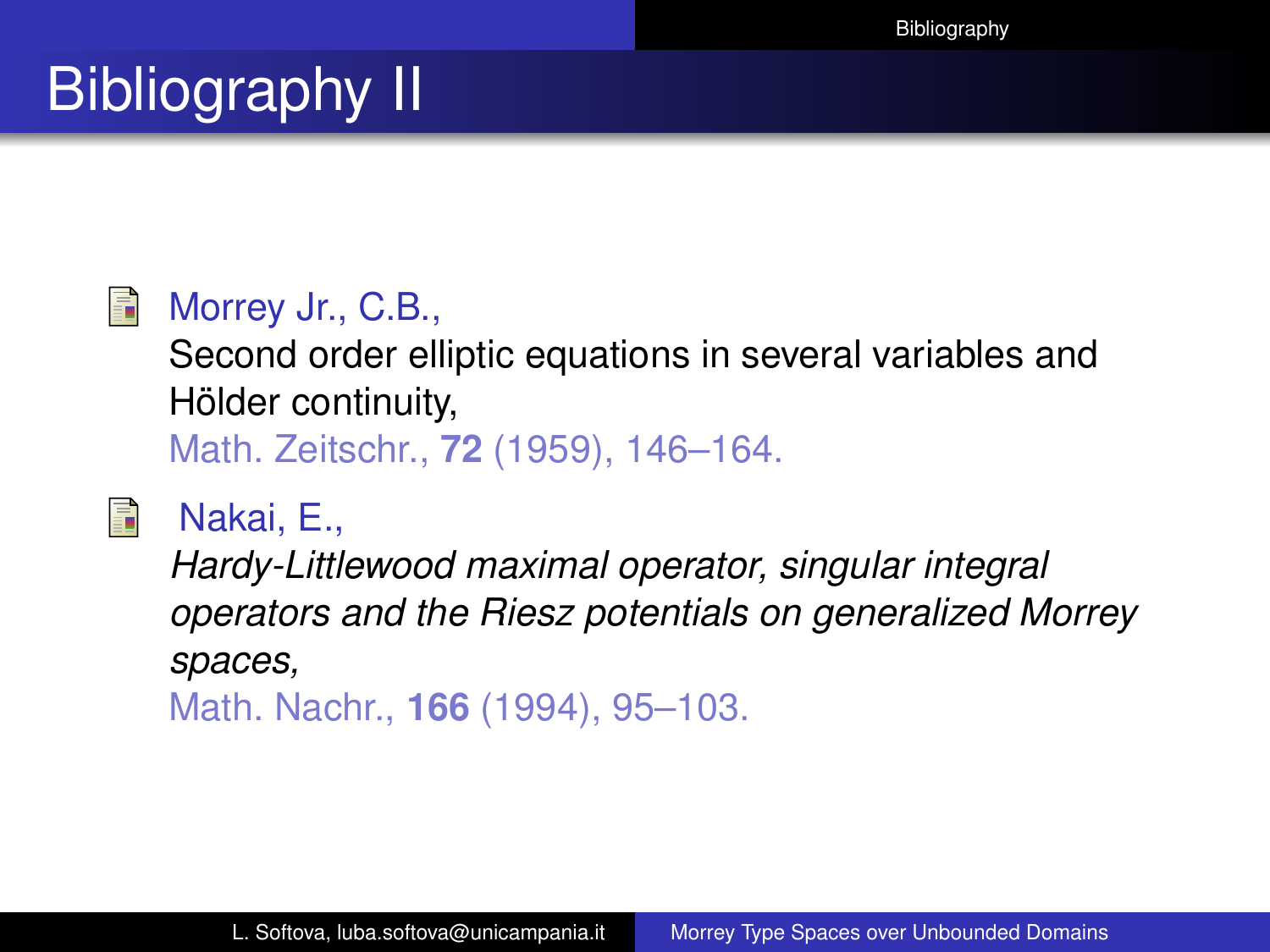# Bibliography II

- Morrey Jr., C.B.,
  Second order elliptic equations in several variables and Hölder continuity,
  Math. Zeitschr., **72** (1959), 146–164.

- Nakai, E.,
  *Hardy-Littlewood maximal operator, singular integral operators and the Riesz potentials on generalized Morrey spaces,*
  Math. Nachr., **166** (1994), 95–103.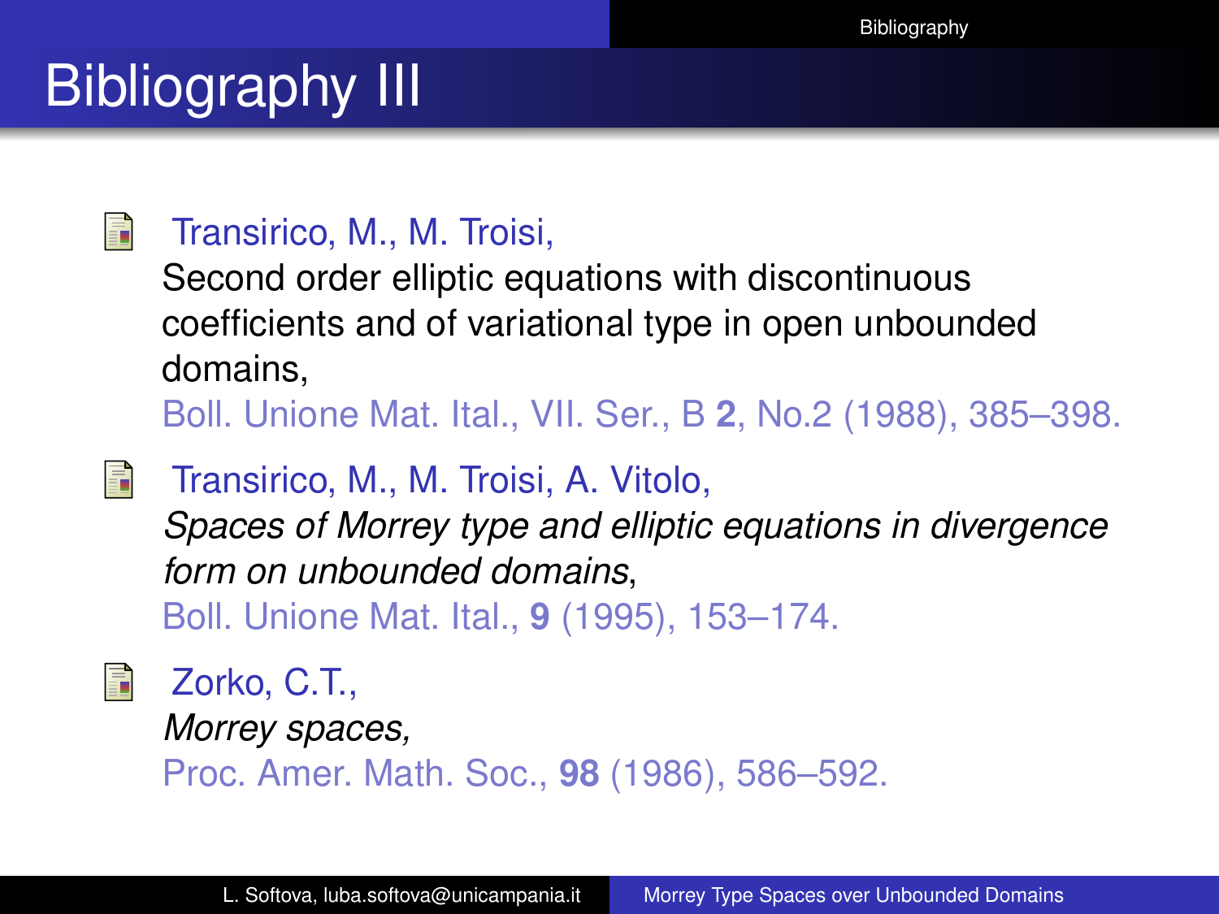# Bibliography III

- Transirico, M., M. Troisi,
  Second order elliptic equations with discontinuous coefficients and of variational type in open unbounded domains,
  Boll. Unione Mat. Ital., VII. Ser., B **2**, No.2 (1988), 385–398.

- Transirico, M., M. Troisi, A. Vitolo,
  *Spaces of Morrey type and elliptic equations in divergence form on unbounded domains*,
  Boll. Unione Mat. Ital., **9** (1995), 153–174.

- Zorko, C.T.,
  *Morrey spaces,*
  Proc. Amer. Math. Soc., **98** (1986), 586–592.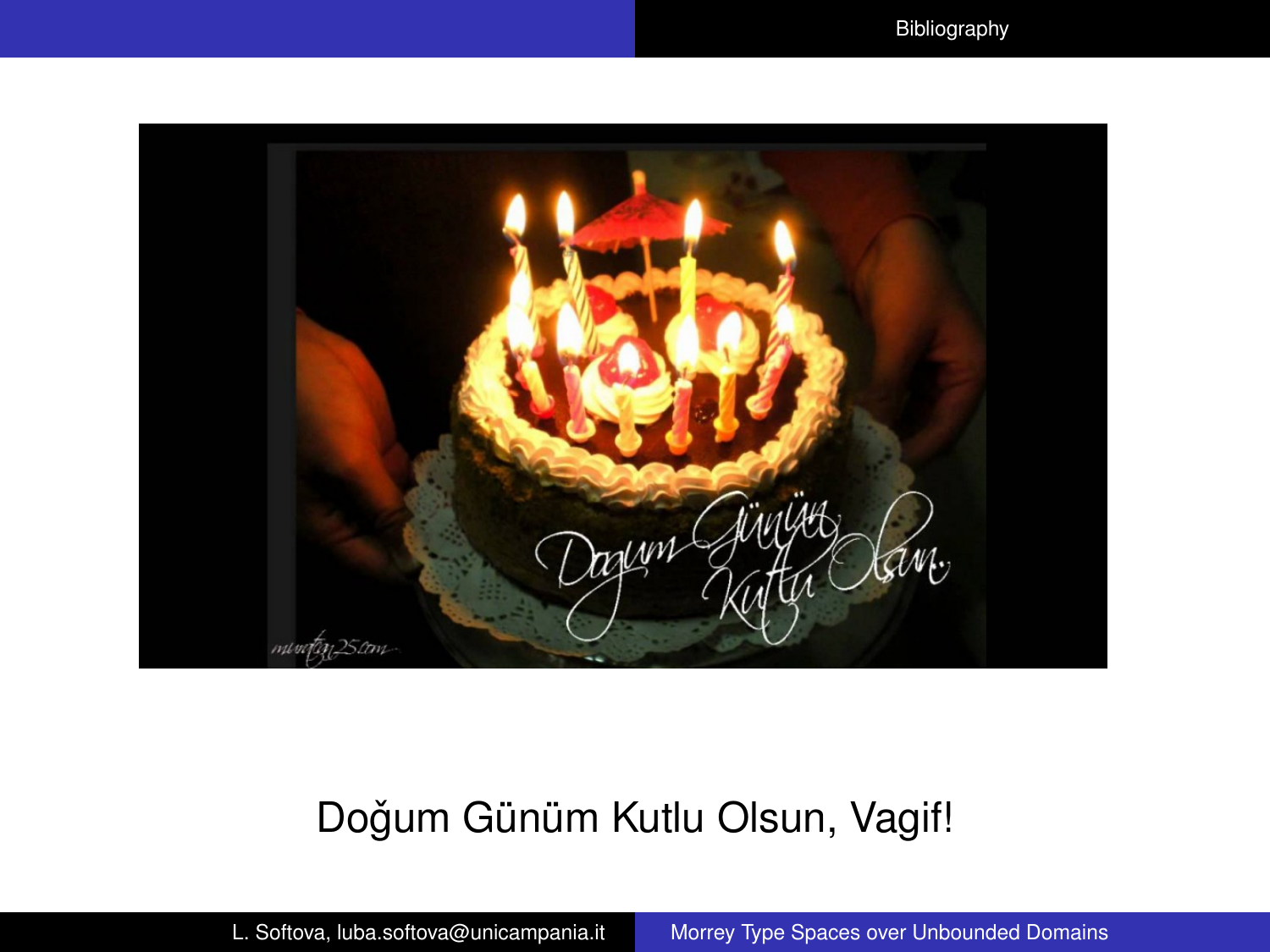Doğum Günüm Kutlu Olsun, Vagif!